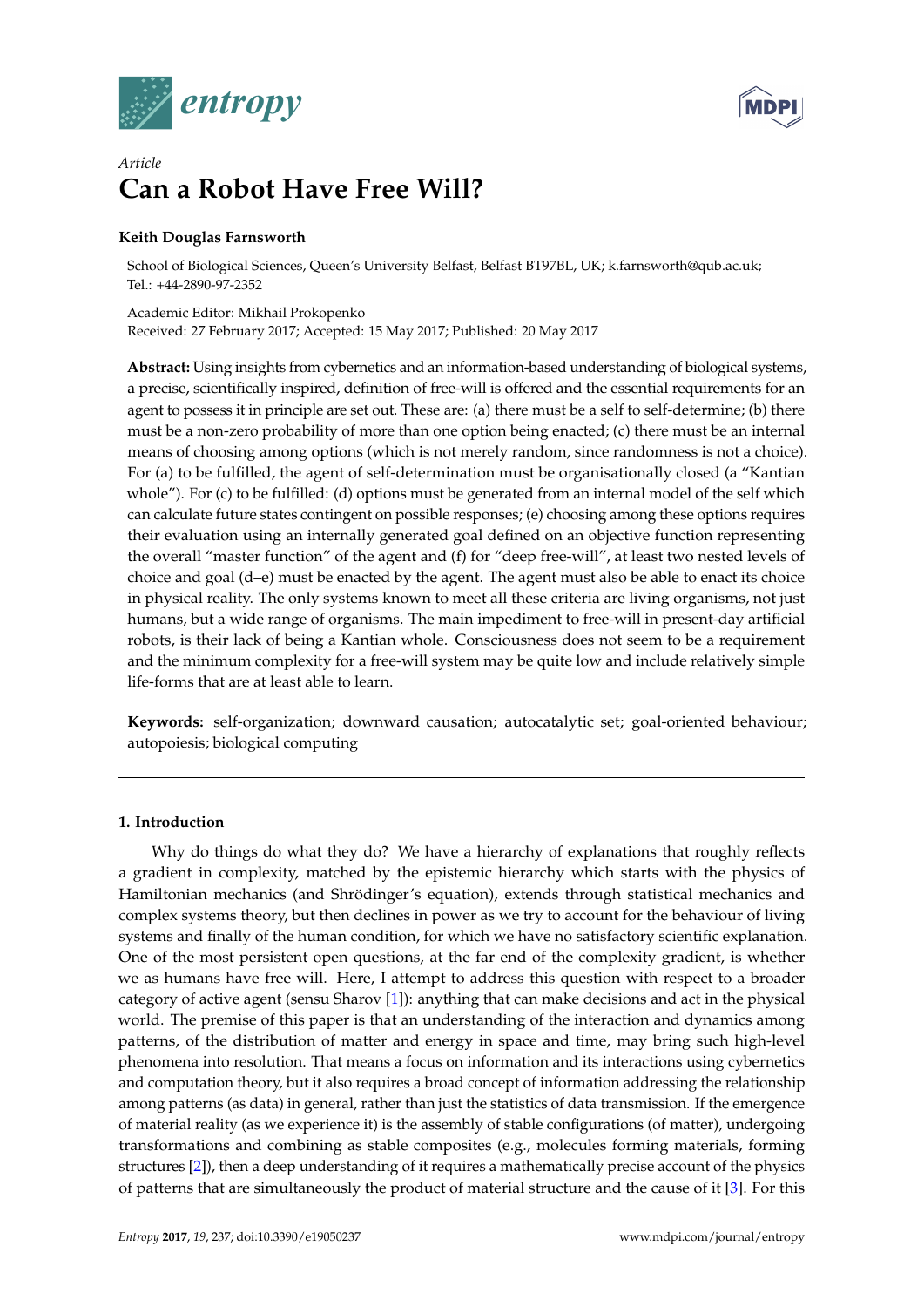*Article*

# Can a Robot Have Free Will?

**Keith Douglas Farnsworth**

School of Biological Sciences, Queen's University Belfast, Belfast BT97BL, UK; k.farnsworth@qub.ac.uk; Tel.: +44-2890-97-2352

Academic Editor: Mikhail Prokopenko
Received: 27 February 2017; Accepted: 15 May 2017; Published: 20 May 2017

**Abstract:** Using insights from cybernetics and an information-based understanding of biological systems, a precise, scientifically inspired, definition of free-will is offered and the essential requirements for an agent to possess it in principle are set out. These are: (a) there must be a self to self-determine; (b) there must be a non-zero probability of more than one option being enacted; (c) there must be an internal means of choosing among options (which is not merely random, since randomness is not a choice). For (a) to be fulfilled, the agent of self-determination must be organisationally closed (a "Kantian whole"). For (c) to be fulfilled: (d) options must be generated from an internal model of the self which can calculate future states contingent on possible responses; (e) choosing among these options requires their evaluation using an internally generated goal defined on an objective function representing the overall "master function" of the agent and (f) for "deep free-will", at least two nested levels of choice and goal (d–e) must be enacted by the agent. The agent must also be able to enact its choice in physical reality. The only systems known to meet all these criteria are living organisms, not just humans, but a wide range of organisms. The main impediment to free-will in present-day artificial robots, is their lack of being a Kantian whole. Consciousness does not seem to be a requirement and the minimum complexity for a free-will system may be quite low and include relatively simple life-forms that are at least able to learn.

**Keywords:** self-organization; downward causation; autocatalytic set; goal-oriented behaviour; autopoiesis; biological computing

## 1. Introduction

Why do things do what they do? We have a hierarchy of explanations that roughly reflects a gradient in complexity, matched by the epistemic hierarchy which starts with the physics of Hamiltonian mechanics (and Shrödinger's equation), extends through statistical mechanics and complex systems theory, but then declines in power as we try to account for the behaviour of living systems and finally of the human condition, for which we have no satisfactory scientific explanation. One of the most persistent open questions, at the far end of the complexity gradient, is whether we as humans have free will. Here, I attempt to address this question with respect to a broader category of active agent (sensu Sharov [1]): anything that can make decisions and act in the physical world. The premise of this paper is that an understanding of the interaction and dynamics among patterns, of the distribution of matter and energy in space and time, may bring such high-level phenomena into resolution. That means a focus on information and its interactions using cybernetics and computation theory, but it also requires a broad concept of information addressing the relationship among patterns (as data) in general, rather than just the statistics of data transmission. If the emergence of material reality (as we experience it) is the assembly of stable configurations (of matter), undergoing transformations and combining as stable composites (e.g., molecules forming materials, forming structures [2]), then a deep understanding of it requires a mathematically precise account of the physics of patterns that are simultaneously the product of material structure and the cause of it [3]. For this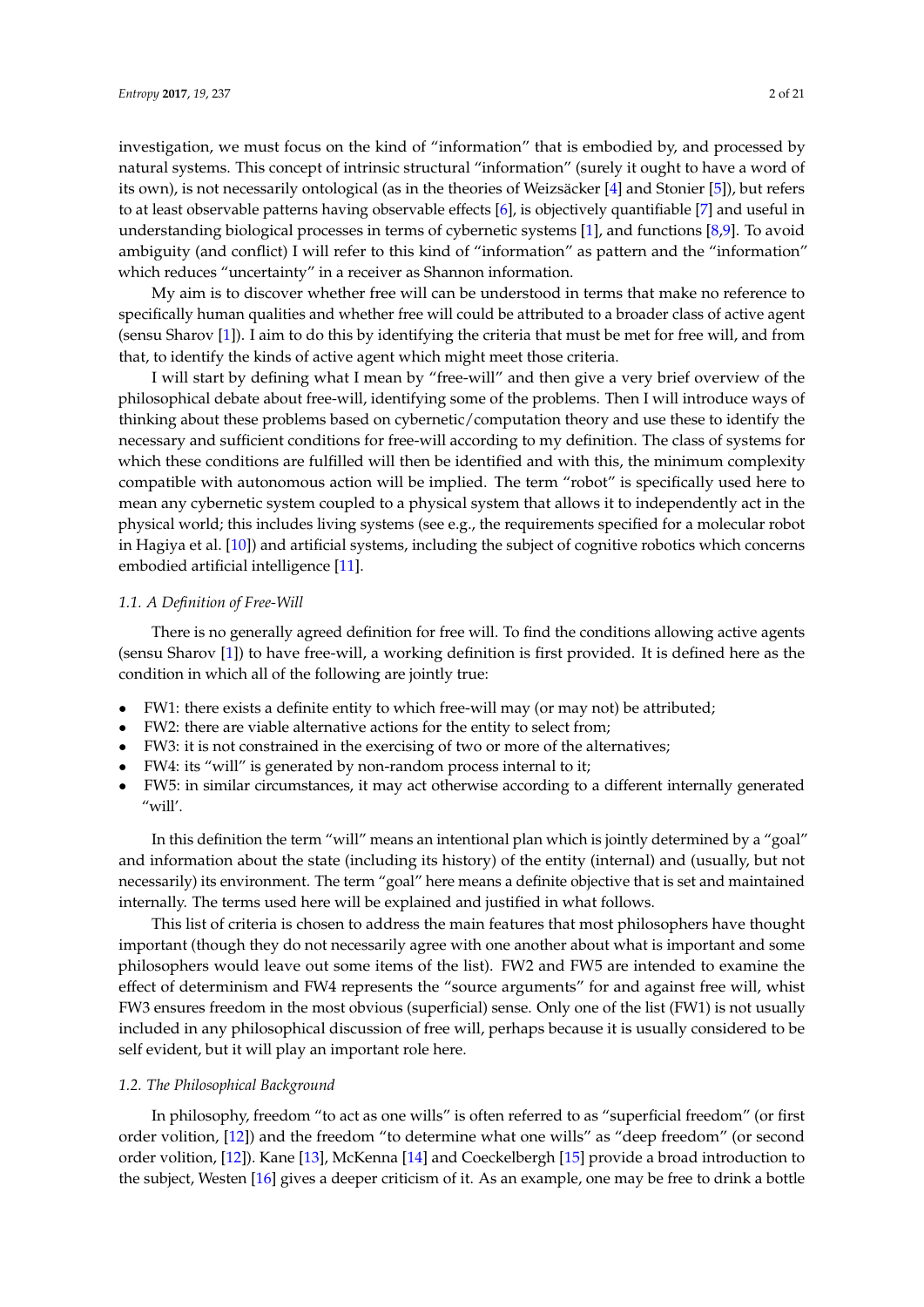investigation, we must focus on the kind of "information" that is embodied by, and processed by natural systems. This concept of intrinsic structural "information" (surely it ought to have a word of its own), is not necessarily ontological (as in the theories of Weizsäcker [4] and Stonier [5]), but refers to at least observable patterns having observable effects [6], is objectively quantifiable [7] and useful in understanding biological processes in terms of cybernetic systems [1], and functions [8,9]. To avoid ambiguity (and conflict) I will refer to this kind of "information" as pattern and the "information" which reduces "uncertainty" in a receiver as Shannon information.

My aim is to discover whether free will can be understood in terms that make no reference to specifically human qualities and whether free will could be attributed to a broader class of active agent (sensu Sharov [1]). I aim to do this by identifying the criteria that must be met for free will, and from that, to identify the kinds of active agent which might meet those criteria.

I will start by defining what I mean by "free-will" and then give a very brief overview of the philosophical debate about free-will, identifying some of the problems. Then I will introduce ways of thinking about these problems based on cybernetic/computation theory and use these to identify the necessary and sufficient conditions for free-will according to my definition. The class of systems for which these conditions are fulfilled will then be identified and with this, the minimum complexity compatible with autonomous action will be implied. The term "robot" is specifically used here to mean any cybernetic system coupled to a physical system that allows it to independently act in the physical world; this includes living systems (see e.g., the requirements specified for a molecular robot in Hagiya et al. [10]) and artificial systems, including the subject of cognitive robotics which concerns embodied artificial intelligence [11].

### *1.1. A Definition of Free-Will*

There is no generally agreed definition for free will. To find the conditions allowing active agents (sensu Sharov [1]) to have free-will, a working definition is first provided. It is defined here as the condition in which all of the following are jointly true:

- FW1: there exists a definite entity to which free-will may (or may not) be attributed;
- FW2: there are viable alternative actions for the entity to select from;
- FW3: it is not constrained in the exercising of two or more of the alternatives;
- FW4: its "will" is generated by non-random process internal to it;
- FW5: in similar circumstances, it may act otherwise according to a different internally generated "will'.

In this definition the term "will" means an intentional plan which is jointly determined by a "goal" and information about the state (including its history) of the entity (internal) and (usually, but not necessarily) its environment. The term "goal" here means a definite objective that is set and maintained internally. The terms used here will be explained and justified in what follows.

This list of criteria is chosen to address the main features that most philosophers have thought important (though they do not necessarily agree with one another about what is important and some philosophers would leave out some items of the list). FW2 and FW5 are intended to examine the effect of determinism and FW4 represents the "source arguments" for and against free will, whist FW3 ensures freedom in the most obvious (superficial) sense. Only one of the list (FW1) is not usually included in any philosophical discussion of free will, perhaps because it is usually considered to be self evident, but it will play an important role here.

### *1.2. The Philosophical Background*

In philosophy, freedom "to act as one wills" is often referred to as "superficial freedom" (or first order volition, [12]) and the freedom "to determine what one wills" as "deep freedom" (or second order volition, [12]). Kane [13], McKenna [14] and Coeckelbergh [15] provide a broad introduction to the subject, Westen [16] gives a deeper criticism of it. As an example, one may be free to drink a bottle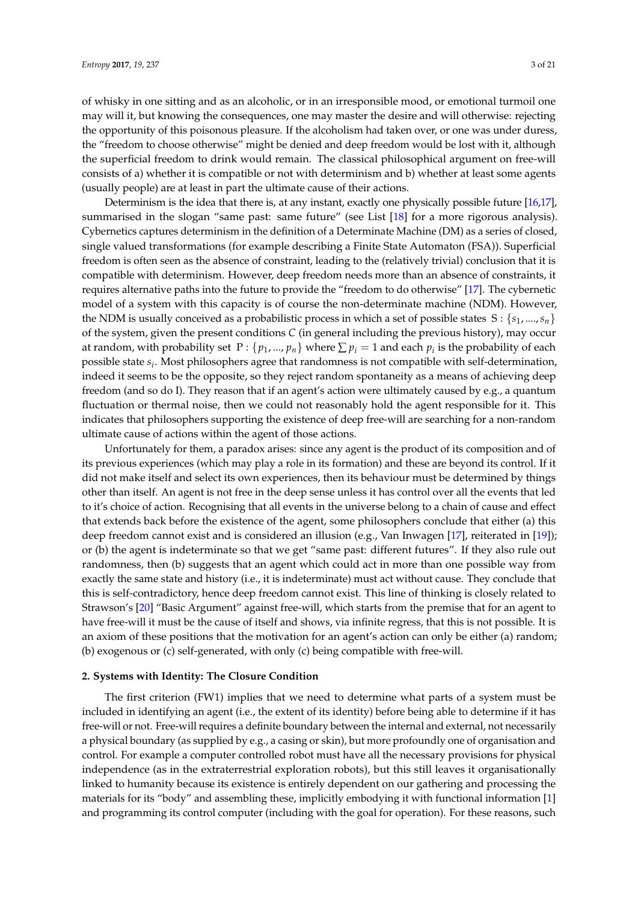of whisky in one sitting and as an alcoholic, or in an irresponsible mood, or emotional turmoil one may will it, but knowing the consequences, one may master the desire and will otherwise: rejecting the opportunity of this poisonous pleasure. If the alcoholism had taken over, or one was under duress, the "freedom to choose otherwise" might be denied and deep freedom would be lost with it, although the superficial freedom to drink would remain. The classical philosophical argument on free-will consists of a) whether it is compatible or not with determinism and b) whether at least some agents (usually people) are at least in part the ultimate cause of their actions.

Determinism is the idea that there is, at any instant, exactly one physically possible future [16,17], summarised in the slogan "same past: same future" (see List [18] for a more rigorous analysis). Cybernetics captures determinism in the definition of a Determinate Machine (DM) as a series of closed, single valued transformations (for example describing a Finite State Automaton (FSA)). Superficial freedom is often seen as the absence of constraint, leading to the (relatively trivial) conclusion that it is compatible with determinism. However, deep freedom needs more than an absence of constraints, it requires alternative paths into the future to provide the "freedom to do otherwise" [17]. The cybernetic model of a system with this capacity is of course the non-determinate machine (NDM). However, the NDM is usually conceived as a probabilistic process in which a set of possible states $\mathrm{S}: \{s_1, ...., s_n\}$ of the system, given the present conditions $C$ (in general including the previous history), may occur at random, with probability set $\mathrm{P}: \{p_1, ..., p_n\}$ where $\sum p_i = 1$ and each $p_i$ is the probability of each possible state $s_i$. Most philosophers agree that randomness is not compatible with self-determination, indeed it seems to be the opposite, so they reject random spontaneity as a means of achieving deep freedom (and so do I). They reason that if an agent's action were ultimately caused by e.g., a quantum fluctuation or thermal noise, then we could not reasonably hold the agent responsible for it. This indicates that philosophers supporting the existence of deep free-will are searching for a non-random ultimate cause of actions within the agent of those actions.

Unfortunately for them, a paradox arises: since any agent is the product of its composition and of its previous experiences (which may play a role in its formation) and these are beyond its control. If it did not make itself and select its own experiences, then its behaviour must be determined by things other than itself. An agent is not free in the deep sense unless it has control over all the events that led to it's choice of action. Recognising that all events in the universe belong to a chain of cause and effect that extends back before the existence of the agent, some philosophers conclude that either (a) this deep freedom cannot exist and is considered an illusion (e.g., Van Inwagen [17], reiterated in [19]); or (b) the agent is indeterminate so that we get "same past: different futures". If they also rule out randomness, then (b) suggests that an agent which could act in more than one possible way from exactly the same state and history (i.e., it is indeterminate) must act without cause. They conclude that this is self-contradictory, hence deep freedom cannot exist. This line of thinking is closely related to Strawson's [20] "Basic Argument" against free-will, which starts from the premise that for an agent to have free-will it must be the cause of itself and shows, via infinite regress, that this is not possible. It is an axiom of these positions that the motivation for an agent's action can only be either (a) random; (b) exogenous or (c) self-generated, with only (c) being compatible with free-will.

## 2. Systems with Identity: The Closure Condition

The first criterion (FW1) implies that we need to determine what parts of a system must be included in identifying an agent (i.e., the extent of its identity) before being able to determine if it has free-will or not. Free-will requires a definite boundary between the internal and external, not necessarily a physical boundary (as supplied by e.g., a casing or skin), but more profoundly one of organisation and control. For example a computer controlled robot must have all the necessary provisions for physical independence (as in the extraterrestrial exploration robots), but this still leaves it organisationally linked to humanity because its existence is entirely dependent on our gathering and processing the materials for its "body" and assembling these, implicitly embodying it with functional information [1] and programming its control computer (including with the goal for operation). For these reasons, such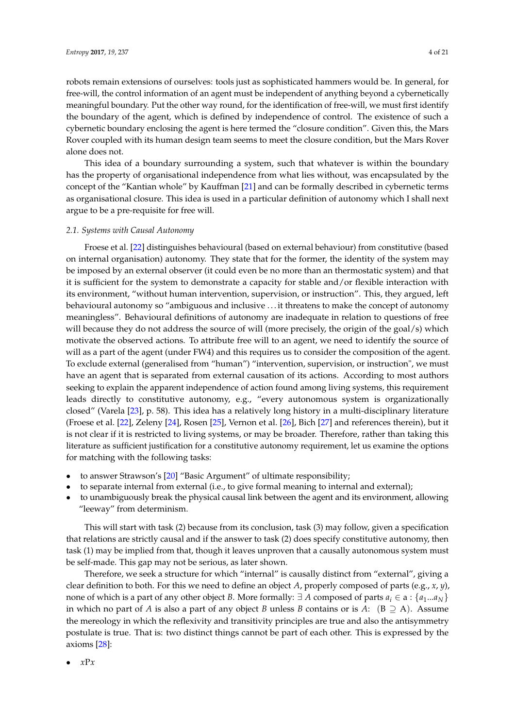robots remain extensions of ourselves: tools just as sophisticated hammers would be. In general, for free-will, the control information of an agent must be independent of anything beyond a cybernetically meaningful boundary. Put the other way round, for the identification of free-will, we must first identify the boundary of the agent, which is defined by independence of control. The existence of such a cybernetic boundary enclosing the agent is here termed the "closure condition". Given this, the Mars Rover coupled with its human design team seems to meet the closure condition, but the Mars Rover alone does not.

This idea of a boundary surrounding a system, such that whatever is within the boundary has the property of organisational independence from what lies without, was encapsulated by the concept of the "Kantian whole" by Kauffman [21] and can be formally described in cybernetic terms as organisational closure. This idea is used in a particular definition of autonomy which I shall next argue to be a pre-requisite for free will.

### 2.1. Systems with Causal Autonomy

Froese et al. [22] distinguishes behavioural (based on external behaviour) from constitutive (based on internal organisation) autonomy. They state that for the former, the identity of the system may be imposed by an external observer (it could even be no more than an thermostatic system) and that it is sufficient for the system to demonstrate a capacity for stable and/or flexible interaction with its environment, "without human intervention, supervision, or instruction". This, they argued, left behavioural autonomy so "ambiguous and inclusive ... it threatens to make the concept of autonomy meaningless". Behavioural definitions of autonomy are inadequate in relation to questions of free will because they do not address the source of will (more precisely, the origin of the goal/s) which motivate the observed actions. To attribute free will to an agent, we need to identify the source of will as a part of the agent (under FW4) and this requires us to consider the composition of the agent. To exclude external (generalised from "human") "intervention, supervision, or instruction", we must have an agent that is separated from external causation of its actions. According to most authors seeking to explain the apparent independence of action found among living systems, this requirement leads directly to constitutive autonomy, e.g., "every autonomous system is organizationally closed" (Varela [23], p. 58). This idea has a relatively long history in a multi-disciplinary literature (Froese et al. [22], Zeleny [24], Rosen [25], Vernon et al. [26], Bich [27] and references therein), but it is not clear if it is restricted to living systems, or may be broader. Therefore, rather than taking this literature as sufficient justification for a constitutive autonomy requirement, let us examine the options for matching with the following tasks:

- to answer Strawson's [20] "Basic Argument" of ultimate responsibility;
- to separate internal from external (i.e., to give formal meaning to internal and external);
- to unambiguously break the physical causal link between the agent and its environment, allowing "leeway" from determinism.

This will start with task (2) because from its conclusion, task (3) may follow, given a specification that relations are strictly causal and if the answer to task (2) does specify constitutive autonomy, then task (1) may be implied from that, though it leaves unproven that a causally autonomous system must be self-made. This gap may not be serious, as later shown.

Therefore, we seek a structure for which "internal" is causally distinct from "external", giving a clear definition to both. For this we need to define an object $A$, properly composed of parts (e.g., $x$, $y$), none of which is a part of any other object $B$. More formally: $\exists$ $A$ composed of parts $a_i \in \mathrm{a} : \{a_1 ... a_N\}$ in which no part of $A$ is also a part of any object $B$ unless $B$ contains or is $A$: $(\mathrm{B} \supseteq \mathrm{A})$. Assume the mereology in which the reflexivity and transitivity principles are true and also the antisymmetry postulate is true. That is: two distinct things cannot be part of each other. This is expressed by the axioms [28]:

- $x\mathrm{P}x$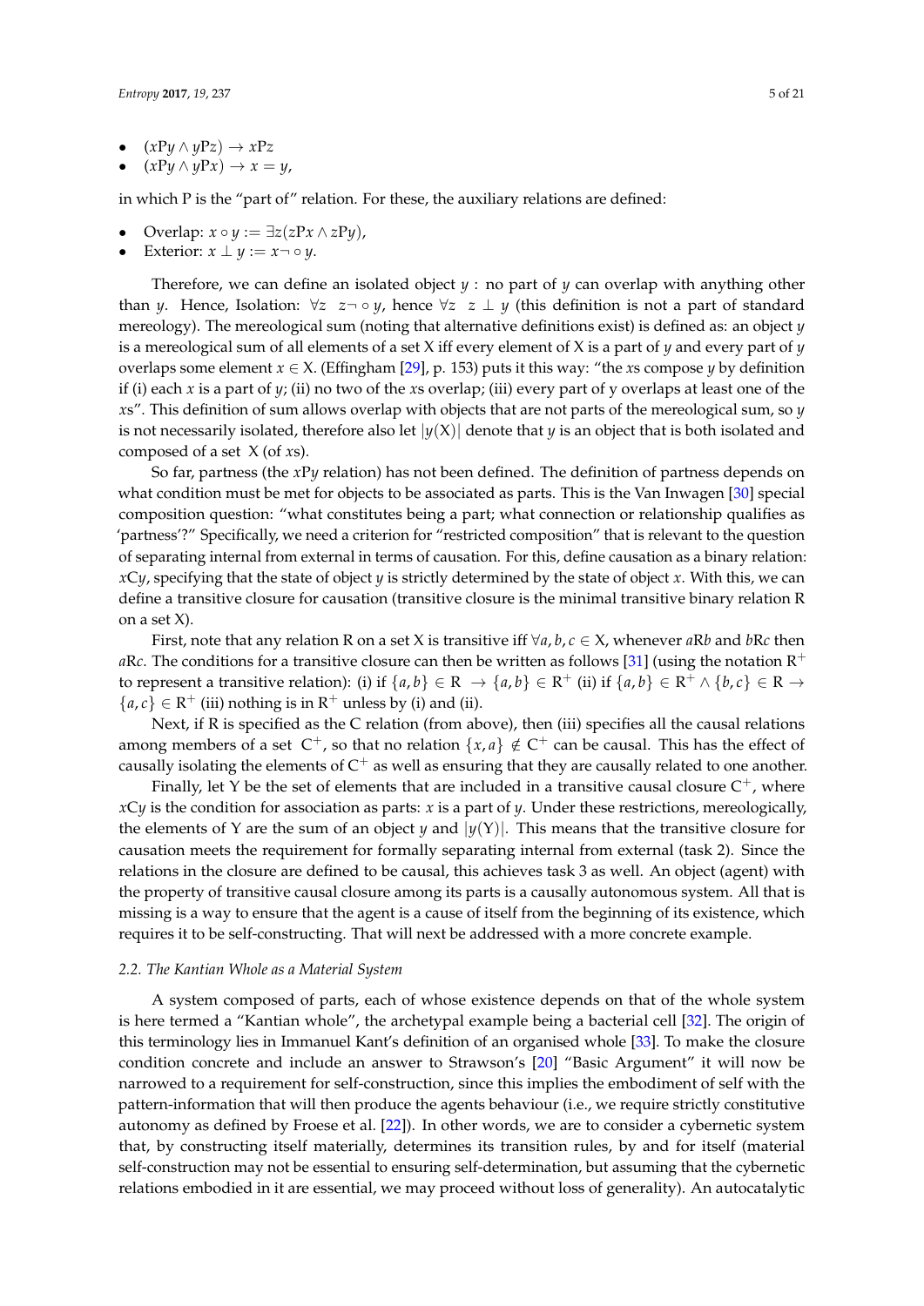- $(x\text{P}y \wedge y\text{P}z) \rightarrow x\text{P}z$
- $(x\text{P}y \wedge y\text{P}x) \rightarrow x = y$,

in which P is the "part of" relation. For these, the auxiliary relations are defined:

- Overlap: $x \circ y := \exists z(z\text{P}x \wedge z\text{P}y)$,
- Exterior: $x \perp y := x \neg \circ y$.

Therefore, we can define an isolated object $y$ : no part of $y$ can overlap with anything other than $y$. Hence, Isolation: $\forall z \;\; z \neg \circ y$, hence $\forall z \;\; z \perp y$ (this definition is not a part of standard mereology). The mereological sum (noting that alternative definitions exist) is defined as: an object $y$ is a mereological sum of all elements of a set X iff every element of X is a part of $y$ and every part of $y$ overlaps some element $x \in \text{X}$. (Effingham [29], p. 153) puts it this way: "the $x$s compose $y$ by definition if (i) each $x$ is a part of $y$; (ii) no two of the $x$s overlap; (iii) every part of y overlaps at least one of the $x$s". This definition of sum allows overlap with objects that are not parts of the mereological sum, so $y$ is not necessarily isolated, therefore also let $|y(\text{X})|$ denote that $y$ is an object that is both isolated and composed of a set X (of $x$s).

So far, partness (the $x\text{P}y$ relation) has not been defined. The definition of partness depends on what condition must be met for objects to be associated as parts. This is the Van Inwagen [30] special composition question: "what constitutes being a part; what connection or relationship qualifies as 'partness'?" Specifically, we need a criterion for "restricted composition" that is relevant to the question of separating internal from external in terms of causation. For this, define causation as a binary relation: $x\text{C}y$, specifying that the state of object $y$ is strictly determined by the state of object $x$. With this, we can define a transitive closure for causation (transitive closure is the minimal transitive binary relation R on a set X).

First, note that any relation R on a set X is transitive iff $\forall a, b, c \in \text{X}$, whenever $a\text{R}b$ and $b\text{R}c$ then $a\text{R}c$. The conditions for a transitive closure can then be written as follows [31] (using the notation $\text{R}^+$ to represent a transitive relation): (i) if $\{a, b\} \in \text{R} \rightarrow \{a, b\} \in \text{R}^+$ (ii) if $\{a, b\} \in \text{R}^+ \wedge \{b, c\} \in \text{R} \rightarrow \{a, c\} \in \text{R}^+$ (iii) nothing is in $\text{R}^+$ unless by (i) and (ii).

Next, if R is specified as the C relation (from above), then (iii) specifies all the causal relations among members of a set $\text{C}^+$, so that no relation $\{x, a\} \notin \text{C}^+$ can be causal. This has the effect of causally isolating the elements of $\text{C}^+$ as well as ensuring that they are causally related to one another.

Finally, let Y be the set of elements that are included in a transitive causal closure $\text{C}^+$, where $x\text{C}y$ is the condition for association as parts: $x$ is a part of $y$. Under these restrictions, mereologically, the elements of Y are the sum of an object $y$ and $|y(\text{Y})|$. This means that the transitive closure for causation meets the requirement for formally separating internal from external (task 2). Since the relations in the closure are defined to be causal, this achieves task 3 as well. An object (agent) with the property of transitive causal closure among its parts is a causally autonomous system. All that is missing is a way to ensure that the agent is a cause of itself from the beginning of its existence, which requires it to be self-constructing. That will next be addressed with a more concrete example.

### *2.2. The Kantian Whole as a Material System*

A system composed of parts, each of whose existence depends on that of the whole system is here termed a "Kantian whole", the archetypal example being a bacterial cell [32]. The origin of this terminology lies in Immanuel Kant's definition of an organised whole [33]. To make the closure condition concrete and include an answer to Strawson's [20] "Basic Argument" it will now be narrowed to a requirement for self-construction, since this implies the embodiment of self with the pattern-information that will then produce the agents behaviour (i.e., we require strictly constitutive autonomy as defined by Froese et al. [22]). In other words, we are to consider a cybernetic system that, by constructing itself materially, determines its transition rules, by and for itself (material self-construction may not be essential to ensuring self-determination, but assuming that the cybernetic relations embodied in it are essential, we may proceed without loss of generality). An autocatalytic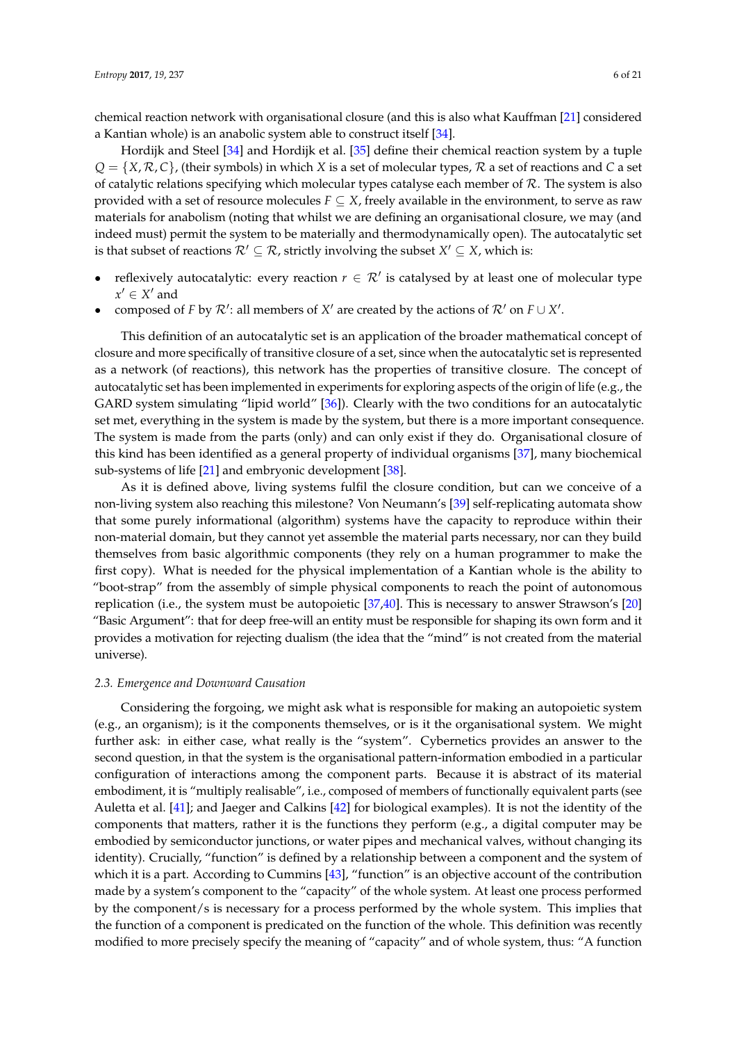chemical reaction network with organisational closure (and this is also what Kauffman [21] considered a Kantian whole) is an anabolic system able to construct itself [34].

Hordijk and Steel [34] and Hordijk et al. [35] define their chemical reaction system by a tuple $Q = \{X, \mathcal{R}, C\}$, (their symbols) in which $X$ is a set of molecular types, $\mathcal{R}$ a set of reactions and $C$ a set of catalytic relations specifying which molecular types catalyse each member of $\mathcal{R}$. The system is also provided with a set of resource molecules $F \subseteq X$, freely available in the environment, to serve as raw materials for anabolism (noting that whilst we are defining an organisational closure, we may (and indeed must) permit the system to be materially and thermodynamically open). The autocatalytic set is that subset of reactions $\mathcal{R}' \subseteq \mathcal{R}$, strictly involving the subset $X' \subseteq X$, which is:

- reflexively autocatalytic: every reaction $r \in \mathcal{R}'$ is catalysed by at least one of molecular type $x' \in X'$ and
- composed of $F$ by $\mathcal{R}'$: all members of $X'$ are created by the actions of $\mathcal{R}'$ on $F \cup X'$.

This definition of an autocatalytic set is an application of the broader mathematical concept of closure and more specifically of transitive closure of a set, since when the autocatalytic set is represented as a network (of reactions), this network has the properties of transitive closure. The concept of autocatalytic set has been implemented in experiments for exploring aspects of the origin of life (e.g., the GARD system simulating "lipid world" [36]). Clearly with the two conditions for an autocatalytic set met, everything in the system is made by the system, but there is a more important consequence. The system is made from the parts (only) and can only exist if they do. Organisational closure of this kind has been identified as a general property of individual organisms [37], many biochemical sub-systems of life [21] and embryonic development [38].

As it is defined above, living systems fulfil the closure condition, but can we conceive of a non-living system also reaching this milestone? Von Neumann's [39] self-replicating automata show that some purely informational (algorithm) systems have the capacity to reproduce within their non-material domain, but they cannot yet assemble the material parts necessary, nor can they build themselves from basic algorithmic components (they rely on a human programmer to make the first copy). What is needed for the physical implementation of a Kantian whole is the ability to "boot-strap" from the assembly of simple physical components to reach the point of autonomous replication (i.e., the system must be autopoietic [37,40]. This is necessary to answer Strawson's [20] "Basic Argument": that for deep free-will an entity must be responsible for shaping its own form and it provides a motivation for rejecting dualism (the idea that the "mind" is not created from the material universe).

### *2.3. Emergence and Downward Causation*

Considering the forgoing, we might ask what is responsible for making an autopoietic system (e.g., an organism); is it the components themselves, or is it the organisational system. We might further ask: in either case, what really is the "system". Cybernetics provides an answer to the second question, in that the system is the organisational pattern-information embodied in a particular configuration of interactions among the component parts. Because it is abstract of its material embodiment, it is "multiply realisable", i.e., composed of members of functionally equivalent parts (see Auletta et al. [41]; and Jaeger and Calkins [42] for biological examples). It is not the identity of the components that matters, rather it is the functions they perform (e.g., a digital computer may be embodied by semiconductor junctions, or water pipes and mechanical valves, without changing its identity). Crucially, "function" is defined by a relationship between a component and the system of which it is a part. According to Cummins [43], "function" is an objective account of the contribution made by a system's component to the "capacity" of the whole system. At least one process performed by the component/s is necessary for a process performed by the whole system. This implies that the function of a component is predicated on the function of the whole. This definition was recently modified to more precisely specify the meaning of "capacity" and of whole system, thus: "A function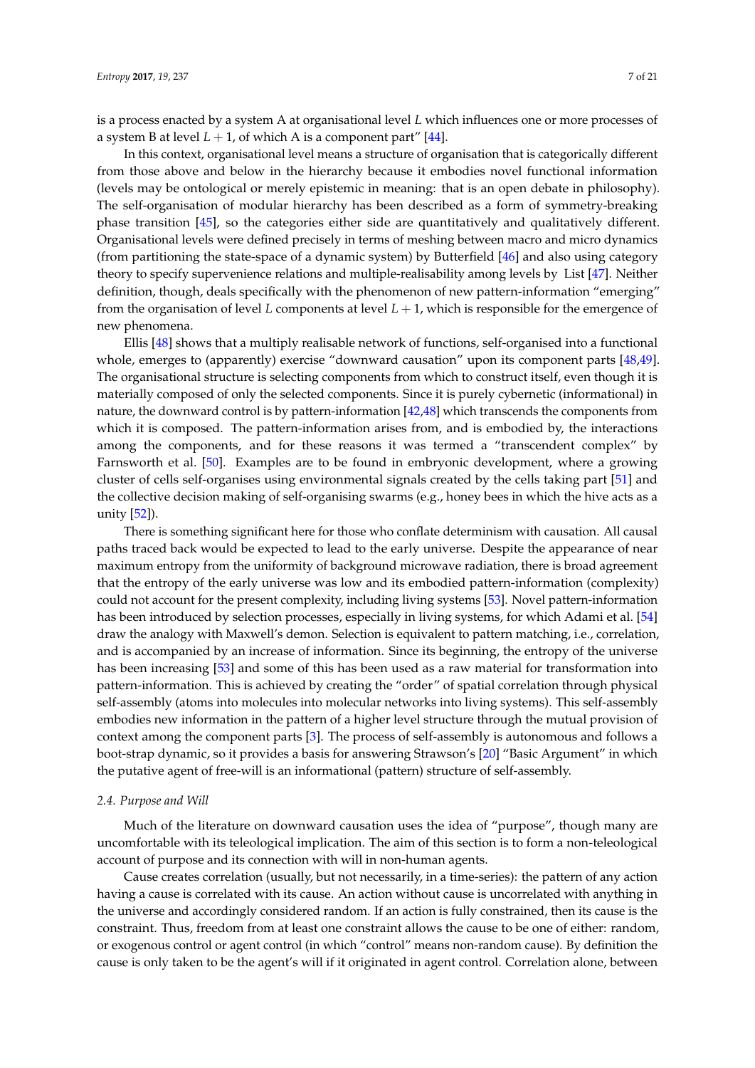is a process enacted by a system A at organisational level $L$ which influences one or more processes of a system B at level $L + 1$, of which A is a component part" [44].

In this context, organisational level means a structure of organisation that is categorically different from those above and below in the hierarchy because it embodies novel functional information (levels may be ontological or merely epistemic in meaning: that is an open debate in philosophy). The self-organisation of modular hierarchy has been described as a form of symmetry-breaking phase transition [45], so the categories either side are quantitatively and qualitatively different. Organisational levels were defined precisely in terms of meshing between macro and micro dynamics (from partitioning the state-space of a dynamic system) by Butterfield [46] and also using category theory to specify supervenience relations and multiple-realisability among levels by List [47]. Neither definition, though, deals specifically with the phenomenon of new pattern-information "emerging" from the organisation of level $L$ components at level $L + 1$, which is responsible for the emergence of new phenomena.

Ellis [48] shows that a multiply realisable network of functions, self-organised into a functional whole, emerges to (apparently) exercise "downward causation" upon its component parts [48,49]. The organisational structure is selecting components from which to construct itself, even though it is materially composed of only the selected components. Since it is purely cybernetic (informational) in nature, the downward control is by pattern-information [42,48] which transcends the components from which it is composed. The pattern-information arises from, and is embodied by, the interactions among the components, and for these reasons it was termed a "transcendent complex" by Farnsworth et al. [50]. Examples are to be found in embryonic development, where a growing cluster of cells self-organises using environmental signals created by the cells taking part [51] and the collective decision making of self-organising swarms (e.g., honey bees in which the hive acts as a unity [52]).

There is something significant here for those who conflate determinism with causation. All causal paths traced back would be expected to lead to the early universe. Despite the appearance of near maximum entropy from the uniformity of background microwave radiation, there is broad agreement that the entropy of the early universe was low and its embodied pattern-information (complexity) could not account for the present complexity, including living systems [53]. Novel pattern-information has been introduced by selection processes, especially in living systems, for which Adami et al. [54] draw the analogy with Maxwell's demon. Selection is equivalent to pattern matching, i.e., correlation, and is accompanied by an increase of information. Since its beginning, the entropy of the universe has been increasing [53] and some of this has been used as a raw material for transformation into pattern-information. This is achieved by creating the "order" of spatial correlation through physical self-assembly (atoms into molecules into molecular networks into living systems). This self-assembly embodies new information in the pattern of a higher level structure through the mutual provision of context among the component parts [3]. The process of self-assembly is autonomous and follows a boot-strap dynamic, so it provides a basis for answering Strawson's [20] "Basic Argument" in which the putative agent of free-will is an informational (pattern) structure of self-assembly.

### *2.4. Purpose and Will*

Much of the literature on downward causation uses the idea of "purpose", though many are uncomfortable with its teleological implication. The aim of this section is to form a non-teleological account of purpose and its connection with will in non-human agents.

Cause creates correlation (usually, but not necessarily, in a time-series): the pattern of any action having a cause is correlated with its cause. An action without cause is uncorrelated with anything in the universe and accordingly considered random. If an action is fully constrained, then its cause is the constraint. Thus, freedom from at least one constraint allows the cause to be one of either: random, or exogenous control or agent control (in which "control" means non-random cause). By definition the cause is only taken to be the agent's will if it originated in agent control. Correlation alone, between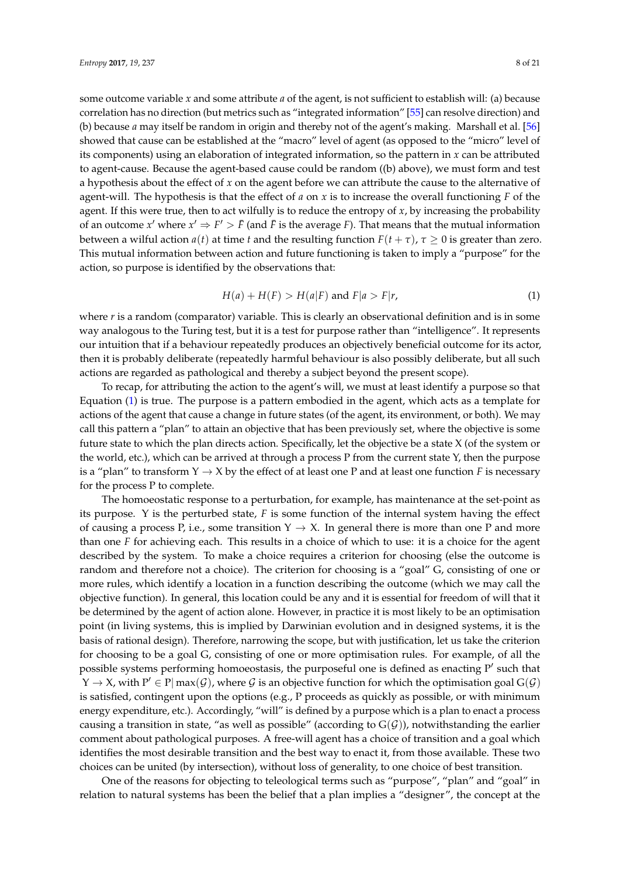some outcome variable $x$ and some attribute $a$ of the agent, is not sufficient to establish will: (a) because correlation has no direction (but metrics such as "integrated information" [55] can resolve direction) and (b) because $a$ may itself be random in origin and thereby not of the agent's making. Marshall et al. [56] showed that cause can be established at the "macro" level of agent (as opposed to the "micro" level of its components) using an elaboration of integrated information, so the pattern in $x$ can be attributed to agent-cause. Because the agent-based cause could be random ((b) above), we must form and test a hypothesis about the effect of $x$ on the agent before we can attribute the cause to the alternative of agent-will. The hypothesis is that the effect of $a$ on $x$ is to increase the overall functioning $F$ of the agent. If this were true, then to act wilfully is to reduce the entropy of $x$, by increasing the probability of an outcome $x'$ where $x' \Rightarrow F' > \bar{F}$ (and $\bar{F}$ is the average $F$). That means that the mutual information between a wilful action $a(t)$ at time $t$ and the resulting function $F(t+\tau)$, $\tau \geq 0$ is greater than zero. This mutual information between action and future functioning is taken to imply a "purpose" for the action, so purpose is identified by the observations that:

$$H(a) + H(F) > H(a|F) \text{ and } F|a > F|r, \tag{1}$$

where $r$ is a random (comparator) variable. This is clearly an observational definition and is in some way analogous to the Turing test, but it is a test for purpose rather than "intelligence". It represents our intuition that if a behaviour repeatedly produces an objectively beneficial outcome for its actor, then it is probably deliberate (repeatedly harmful behaviour is also possibly deliberate, but all such actions are regarded as pathological and thereby a subject beyond the present scope).

To recap, for attributing the action to the agent's will, we must at least identify a purpose so that Equation (1) is true. The purpose is a pattern embodied in the agent, which acts as a template for actions of the agent that cause a change in future states (of the agent, its environment, or both). We may call this pattern a "plan" to attain an objective that has been previously set, where the objective is some future state to which the plan directs action. Specifically, let the objective be a state X (of the system or the world, etc.), which can be arrived at through a process P from the current state Y, then the purpose is a "plan" to transform $\mathrm{Y} \rightarrow \mathrm{X}$ by the effect of at least one P and at least one function $F$ is necessary for the process P to complete.

The homoeostatic response to a perturbation, for example, has maintenance at the set-point as its purpose. Y is the perturbed state, $F$ is some function of the internal system having the effect of causing a process P, i.e., some transition $\mathrm{Y} \rightarrow \mathrm{X}$. In general there is more than one P and more than one $F$ for achieving each. This results in a choice of which to use: it is a choice for the agent described by the system. To make a choice requires a criterion for choosing (else the outcome is random and therefore not a choice). The criterion for choosing is a "goal" G, consisting of one or more rules, which identify a location in a function describing the outcome (which we may call the objective function). In general, this location could be any and it is essential for freedom of will that it be determined by the agent of action alone. However, in practice it is most likely to be an optimisation point (in living systems, this is implied by Darwinian evolution and in designed systems, it is the basis of rational design). Therefore, narrowing the scope, but with justification, let us take the criterion for choosing to be a goal G, consisting of one or more optimisation rules. For example, of all the possible systems performing homoeostasis, the purposeful one is defined as enacting $\mathrm{P}'$ such that $\mathrm{Y} \rightarrow \mathrm{X}$, with $\mathrm{P}' \in \mathrm{P}|\max(\mathcal{G})$, where $\mathcal{G}$ is an objective function for which the optimisation goal $\mathrm{G}(\mathcal{G})$ is satisfied, contingent upon the options (e.g., P proceeds as quickly as possible, or with minimum energy expenditure, etc.). Accordingly, "will" is defined by a purpose which is a plan to enact a process causing a transition in state, "as well as possible" (according to $\mathrm{G}(\mathcal{G})$), notwithstanding the earlier comment about pathological purposes. A free-will agent has a choice of transition and a goal which identifies the most desirable transition and the best way to enact it, from those available. These two choices can be united (by intersection), without loss of generality, to one choice of best transition.

One of the reasons for objecting to teleological terms such as "purpose", "plan" and "goal" in relation to natural systems has been the belief that a plan implies a "designer", the concept at the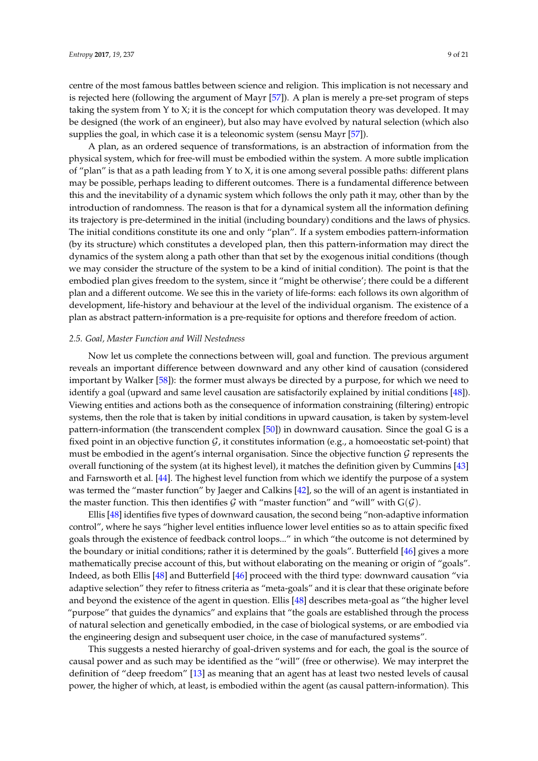centre of the most famous battles between science and religion. This implication is not necessary and is rejected here (following the argument of Mayr [57]). A plan is merely a pre-set program of steps taking the system from Y to X; it is the concept for which computation theory was developed. It may be designed (the work of an engineer), but also may have evolved by natural selection (which also supplies the goal, in which case it is a teleonomic system (sensu Mayr [57]).

A plan, as an ordered sequence of transformations, is an abstraction of information from the physical system, which for free-will must be embodied within the system. A more subtle implication of "plan" is that as a path leading from Y to X, it is one among several possible paths: different plans may be possible, perhaps leading to different outcomes. There is a fundamental difference between this and the inevitability of a dynamic system which follows the only path it may, other than by the introduction of randomness. The reason is that for a dynamical system all the information defining its trajectory is pre-determined in the initial (including boundary) conditions and the laws of physics. The initial conditions constitute its one and only "plan". If a system embodies pattern-information (by its structure) which constitutes a developed plan, then this pattern-information may direct the dynamics of the system along a path other than that set by the exogenous initial conditions (though we may consider the structure of the system to be a kind of initial condition). The point is that the embodied plan gives freedom to the system, since it "might be otherwise'; there could be a different plan and a different outcome. We see this in the variety of life-forms: each follows its own algorithm of development, life-history and behaviour at the level of the individual organism. The existence of a plan as abstract pattern-information is a pre-requisite for options and therefore freedom of action.

### *2.5. Goal, Master Function and Will Nestedness*

Now let us complete the connections between will, goal and function. The previous argument reveals an important difference between downward and any other kind of causation (considered important by Walker [58]): the former must always be directed by a purpose, for which we need to identify a goal (upward and same level causation are satisfactorily explained by initial conditions [48]). Viewing entities and actions both as the consequence of information constraining (filtering) entropic systems, then the role that is taken by initial conditions in upward causation, is taken by system-level pattern-information (the transcendent complex [50]) in downward causation. Since the goal G is a fixed point in an objective function $\mathcal{G}$, it constitutes information (e.g., a homoeostatic set-point) that must be embodied in the agent's internal organisation. Since the objective function $\mathcal{G}$ represents the overall functioning of the system (at its highest level), it matches the definition given by Cummins [43] and Farnsworth et al. [44]. The highest level function from which we identify the purpose of a system was termed the "master function" by Jaeger and Calkins [42], so the will of an agent is instantiated in the master function. This then identifies $\mathcal{G}$ with "master function" and "will" with $G(\mathcal{G})$.

Ellis [48] identifies five types of downward causation, the second being "non-adaptive information control", where he says "higher level entities influence lower level entities so as to attain specific fixed goals through the existence of feedback control loops..." in which "the outcome is not determined by the boundary or initial conditions; rather it is determined by the goals". Butterfield [46] gives a more mathematically precise account of this, but without elaborating on the meaning or origin of "goals". Indeed, as both Ellis [48] and Butterfield [46] proceed with the third type: downward causation "via adaptive selection" they refer to fitness criteria as "meta-goals" and it is clear that these originate before and beyond the existence of the agent in question. Ellis [48] describes meta-goal as "the higher level "purpose" that guides the dynamics" and explains that "the goals are established through the process of natural selection and genetically embodied, in the case of biological systems, or are embodied via the engineering design and subsequent user choice, in the case of manufactured systems".

This suggests a nested hierarchy of goal-driven systems and for each, the goal is the source of causal power and as such may be identified as the "will" (free or otherwise). We may interpret the definition of "deep freedom" [13] as meaning that an agent has at least two nested levels of causal power, the higher of which, at least, is embodied within the agent (as causal pattern-information). This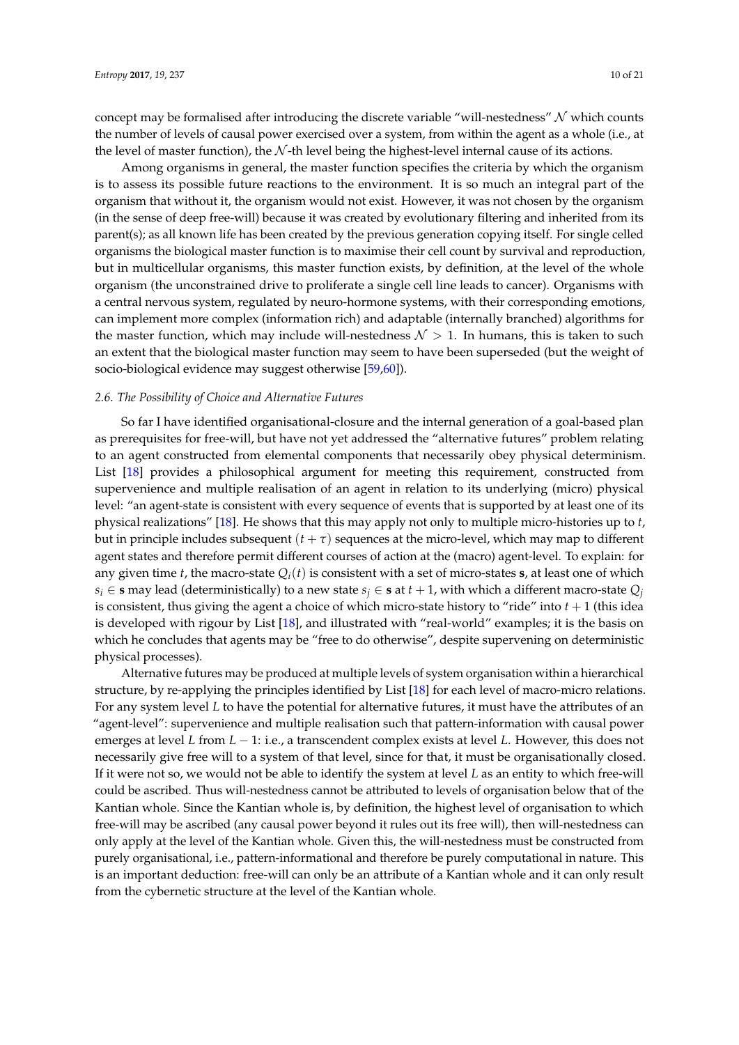concept may be formalised after introducing the discrete variable "will-nestedness" $\mathcal{N}$ which counts the number of levels of causal power exercised over a system, from within the agent as a whole (i.e., at the level of master function), the $\mathcal{N}$-th level being the highest-level internal cause of its actions.

Among organisms in general, the master function specifies the criteria by which the organism is to assess its possible future reactions to the environment. It is so much an integral part of the organism that without it, the organism would not exist. However, it was not chosen by the organism (in the sense of deep free-will) because it was created by evolutionary filtering and inherited from its parent(s); as all known life has been created by the previous generation copying itself. For single celled organisms the biological master function is to maximise their cell count by survival and reproduction, but in multicellular organisms, this master function exists, by definition, at the level of the whole organism (the unconstrained drive to proliferate a single cell line leads to cancer). Organisms with a central nervous system, regulated by neuro-hormone systems, with their corresponding emotions, can implement more complex (information rich) and adaptable (internally branched) algorithms for the master function, which may include will-nestedness $\mathcal{N} > 1$. In humans, this is taken to such an extent that the biological master function may seem to have been superseded (but the weight of socio-biological evidence may suggest otherwise [59,60]).

### 2.6. The Possibility of Choice and Alternative Futures

So far I have identified organisational-closure and the internal generation of a goal-based plan as prerequisites for free-will, but have not yet addressed the "alternative futures" problem relating to an agent constructed from elemental components that necessarily obey physical determinism. List [18] provides a philosophical argument for meeting this requirement, constructed from supervenience and multiple realisation of an agent in relation to its underlying (micro) physical level: "an agent-state is consistent with every sequence of events that is supported by at least one of its physical realizations" [18]. He shows that this may apply not only to multiple micro-histories up to $t$, but in principle includes subsequent $(t + \tau)$ sequences at the micro-level, which may map to different agent states and therefore permit different courses of action at the (macro) agent-level. To explain: for any given time $t$, the macro-state $Q_i(t)$ is consistent with a set of micro-states $\mathbf{s}$, at least one of which $s_i \in \mathbf{s}$ may lead (deterministically) to a new state $s_j \in \mathbf{s}$ at $t + 1$, with which a different macro-state $Q_j$ is consistent, thus giving the agent a choice of which micro-state history to "ride" into $t + 1$ (this idea is developed with rigour by List [18], and illustrated with "real-world" examples; it is the basis on which he concludes that agents may be "free to do otherwise", despite supervening on deterministic physical processes).

Alternative futures may be produced at multiple levels of system organisation within a hierarchical structure, by re-applying the principles identified by List [18] for each level of macro-micro relations. For any system level $L$ to have the potential for alternative futures, it must have the attributes of an "agent-level": supervenience and multiple realisation such that pattern-information with causal power emerges at level $L$ from $L - 1$: i.e., a transcendent complex exists at level $L$. However, this does not necessarily give free will to a system of that level, since for that, it must be organisationally closed. If it were not so, we would not be able to identify the system at level $L$ as an entity to which free-will could be ascribed. Thus will-nestedness cannot be attributed to levels of organisation below that of the Kantian whole. Since the Kantian whole is, by definition, the highest level of organisation to which free-will may be ascribed (any causal power beyond it rules out its free will), then will-nestedness can only apply at the level of the Kantian whole. Given this, the will-nestedness must be constructed from purely organisational, i.e., pattern-informational and therefore be purely computational in nature. This is an important deduction: free-will can only be an attribute of a Kantian whole and it can only result from the cybernetic structure at the level of the Kantian whole.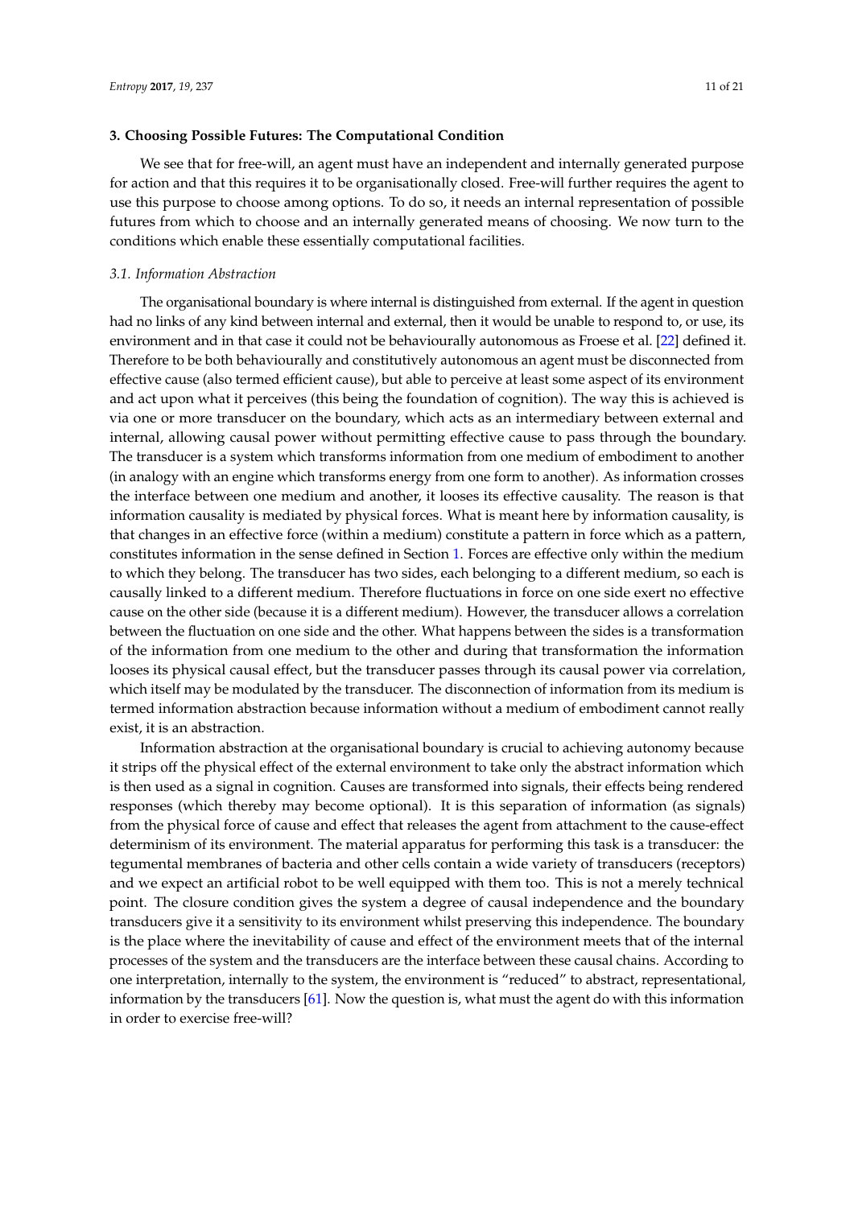## 3. Choosing Possible Futures: The Computational Condition

We see that for free-will, an agent must have an independent and internally generated purpose for action and that this requires it to be organisationally closed. Free-will further requires the agent to use this purpose to choose among options. To do so, it needs an internal representation of possible futures from which to choose and an internally generated means of choosing. We now turn to the conditions which enable these essentially computational facilities.

### *3.1. Information Abstraction*

The organisational boundary is where internal is distinguished from external. If the agent in question had no links of any kind between internal and external, then it would be unable to respond to, or use, its environment and in that case it could not be behaviourally autonomous as Froese et al. [22] defined it. Therefore to be both behaviourally and constitutively autonomous an agent must be disconnected from effective cause (also termed efficient cause), but able to perceive at least some aspect of its environment and act upon what it perceives (this being the foundation of cognition). The way this is achieved is via one or more transducer on the boundary, which acts as an intermediary between external and internal, allowing causal power without permitting effective cause to pass through the boundary. The transducer is a system which transforms information from one medium of embodiment to another (in analogy with an engine which transforms energy from one form to another). As information crosses the interface between one medium and another, it looses its effective causality. The reason is that information causality is mediated by physical forces. What is meant here by information causality, is that changes in an effective force (within a medium) constitute a pattern in force which as a pattern, constitutes information in the sense defined in Section 1. Forces are effective only within the medium to which they belong. The transducer has two sides, each belonging to a different medium, so each is causally linked to a different medium. Therefore fluctuations in force on one side exert no effective cause on the other side (because it is a different medium). However, the transducer allows a correlation between the fluctuation on one side and the other. What happens between the sides is a transformation of the information from one medium to the other and during that transformation the information looses its physical causal effect, but the transducer passes through its causal power via correlation, which itself may be modulated by the transducer. The disconnection of information from its medium is termed information abstraction because information without a medium of embodiment cannot really exist, it is an abstraction.

Information abstraction at the organisational boundary is crucial to achieving autonomy because it strips off the physical effect of the external environment to take only the abstract information which is then used as a signal in cognition. Causes are transformed into signals, their effects being rendered responses (which thereby may become optional). It is this separation of information (as signals) from the physical force of cause and effect that releases the agent from attachment to the cause-effect determinism of its environment. The material apparatus for performing this task is a transducer: the tegumental membranes of bacteria and other cells contain a wide variety of transducers (receptors) and we expect an artificial robot to be well equipped with them too. This is not a merely technical point. The closure condition gives the system a degree of causal independence and the boundary transducers give it a sensitivity to its environment whilst preserving this independence. The boundary is the place where the inevitability of cause and effect of the environment meets that of the internal processes of the system and the transducers are the interface between these causal chains. According to one interpretation, internally to the system, the environment is "reduced" to abstract, representational, information by the transducers [61]. Now the question is, what must the agent do with this information in order to exercise free-will?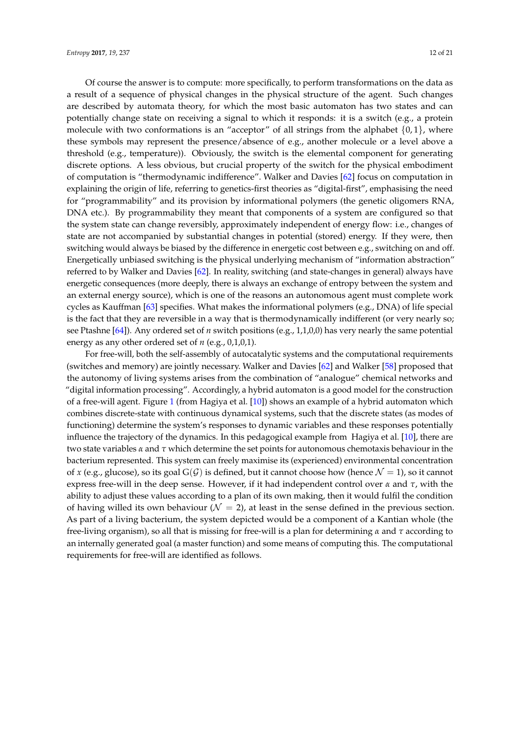Of course the answer is to compute: more specifically, to perform transformations on the data as a result of a sequence of physical changes in the physical structure of the agent. Such changes are described by automata theory, for which the most basic automaton has two states and can potentially change state on receiving a signal to which it responds: it is a switch (e.g., a protein molecule with two conformations is an "acceptor" of all strings from the alphabet $\{0, 1\}$, where these symbols may represent the presence/absence of e.g., another molecule or a level above a threshold (e.g., temperature)). Obviously, the switch is the elemental component for generating discrete options. A less obvious, but crucial property of the switch for the physical embodiment of computation is "thermodynamic indifference". Walker and Davies [62] focus on computation in explaining the origin of life, referring to genetics-first theories as "digital-first", emphasising the need for "programmability" and its provision by informational polymers (the genetic oligomers RNA, DNA etc.). By programmability they meant that components of a system are configured so that the system state can change reversibly, approximately independent of energy flow: i.e., changes of state are not accompanied by substantial changes in potential (stored) energy. If they were, then switching would always be biased by the difference in energetic cost between e.g., switching on and off. Energetically unbiased switching is the physical underlying mechanism of "information abstraction" referred to by Walker and Davies [62]. In reality, switching (and state-changes in general) always have energetic consequences (more deeply, there is always an exchange of entropy between the system and an external energy source), which is one of the reasons an autonomous agent must complete work cycles as Kauffman [63] specifies. What makes the informational polymers (e.g., DNA) of life special is the fact that they are reversible in a way that is thermodynamically indifferent (or very nearly so; see Ptashne [64]). Any ordered set of $n$ switch positions (e.g., 1,1,0,0) has very nearly the same potential energy as any other ordered set of $n$ (e.g., 0,1,0,1).

For free-will, both the self-assembly of autocatalytic systems and the computational requirements (switches and memory) are jointly necessary. Walker and Davies [62] and Walker [58] proposed that the autonomy of living systems arises from the combination of "analogue" chemical networks and "digital information processing". Accordingly, a hybrid automaton is a good model for the construction of a free-will agent. Figure 1 (from Hagiya et al. [10]) shows an example of a hybrid automaton which combines discrete-state with continuous dynamical systems, such that the discrete states (as modes of functioning) determine the system's responses to dynamic variables and these responses potentially influence the trajectory of the dynamics. In this pedagogical example from Hagiya et al. [10], there are two state variables $\alpha$ and $\tau$ which determine the set points for autonomous chemotaxis behaviour in the bacterium represented. This system can freely maximise its (experienced) environmental concentration of $x$ (e.g., glucose), so its goal $G(\mathcal{G})$ is defined, but it cannot choose how (hence $\mathcal{N} = 1$), so it cannot express free-will in the deep sense. However, if it had independent control over $\alpha$ and $\tau$, with the ability to adjust these values according to a plan of its own making, then it would fulfil the condition of having willed its own behaviour ($\mathcal{N} = 2$), at least in the sense defined in the previous section. As part of a living bacterium, the system depicted would be a component of a Kantian whole (the free-living organism), so all that is missing for free-will is a plan for determining $\alpha$ and $\tau$ according to an internally generated goal (a master function) and some means of computing this. The computational requirements for free-will are identified as follows.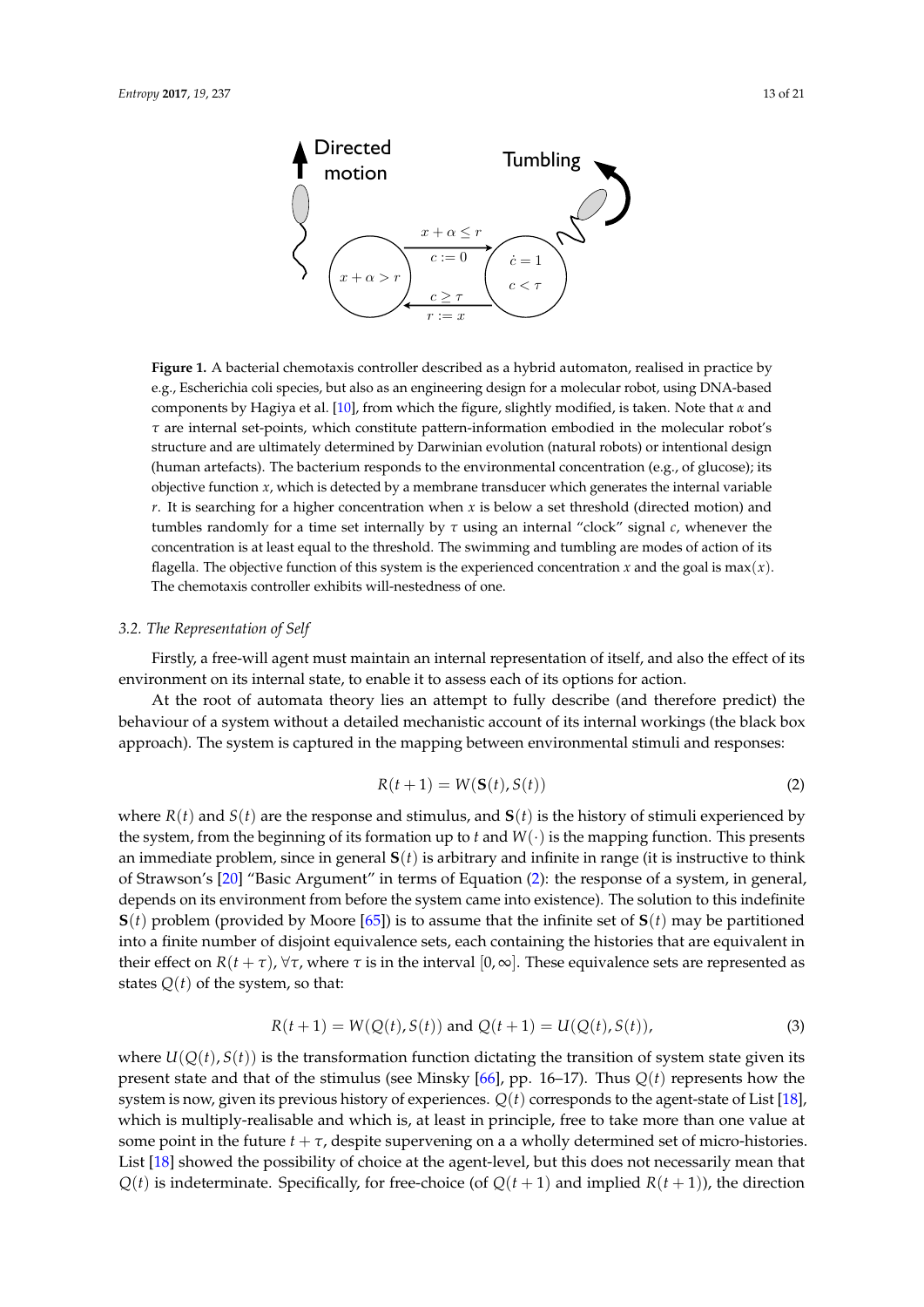**Figure 1.** A bacterial chemotaxis controller described as a hybrid automaton, realised in practice by e.g., Escherichia coli species, but also as an engineering design for a molecular robot, using DNA-based components by Hagiya et al. [10], from which the figure, slightly modified, is taken. Note that $\alpha$ and $\tau$ are internal set-points, which constitute pattern-information embodied in the molecular robot's structure and are ultimately determined by Darwinian evolution (natural robots) or intentional design (human artefacts). The bacterium responds to the environmental concentration (e.g., of glucose); its objective function $x$, which is detected by a membrane transducer which generates the internal variable $r$. It is searching for a higher concentration when $x$ is below a set threshold (directed motion) and tumbles randomly for a time set internally by $\tau$ using an internal "clock" signal $c$, whenever the concentration is at least equal to the threshold. The swimming and tumbling are modes of action of its flagella. The objective function of this system is the experienced concentration $x$ and the goal is $\max(x)$. The chemotaxis controller exhibits will-nestedness of one.

### 3.2. The Representation of Self

Firstly, a free-will agent must maintain an internal representation of itself, and also the effect of its environment on its internal state, to enable it to assess each of its options for action.

At the root of automata theory lies an attempt to fully describe (and therefore predict) the behaviour of a system without a detailed mechanistic account of its internal workings (the black box approach). The system is captured in the mapping between environmental stimuli and responses:

$$R(t+1) = W(\mathbf{S}(t), S(t)) \tag{2}$$

where $R(t)$ and $S(t)$ are the response and stimulus, and $\mathbf{S}(t)$ is the history of stimuli experienced by the system, from the beginning of its formation up to $t$ and $W(\cdot)$ is the mapping function. This presents an immediate problem, since in general $\mathbf{S}(t)$ is arbitrary and infinite in range (it is instructive to think of Strawson's [20] "Basic Argument" in terms of Equation (2): the response of a system, in general, depends on its environment from before the system came into existence). The solution to this indefinite $\mathbf{S}(t)$ problem (provided by Moore [65]) is to assume that the infinite set of $\mathbf{S}(t)$ may be partitioned into a finite number of disjoint equivalence sets, each containing the histories that are equivalent in their effect on $R(t+\tau)$, $\forall \tau$, where $\tau$ is in the interval $[0, \infty]$. These equivalence sets are represented as states $Q(t)$ of the system, so that:

$$R(t+1) = W(Q(t), S(t)) \text{ and } Q(t+1) = U(Q(t), S(t)), \tag{3}$$

where $U(Q(t), S(t))$ is the transformation function dictating the transition of system state given its present state and that of the stimulus (see Minsky [66], pp. 16–17). Thus $Q(t)$ represents how the system is now, given its previous history of experiences. $Q(t)$ corresponds to the agent-state of List [18], which is multiply-realisable and which is, at least in principle, free to take more than one value at some point in the future $t+\tau$, despite supervening on a a wholly determined set of micro-histories. List [18] showed the possibility of choice at the agent-level, but this does not necessarily mean that $Q(t)$ is indeterminate. Specifically, for free-choice (of $Q(t+1)$ and implied $R(t+1)$), the direction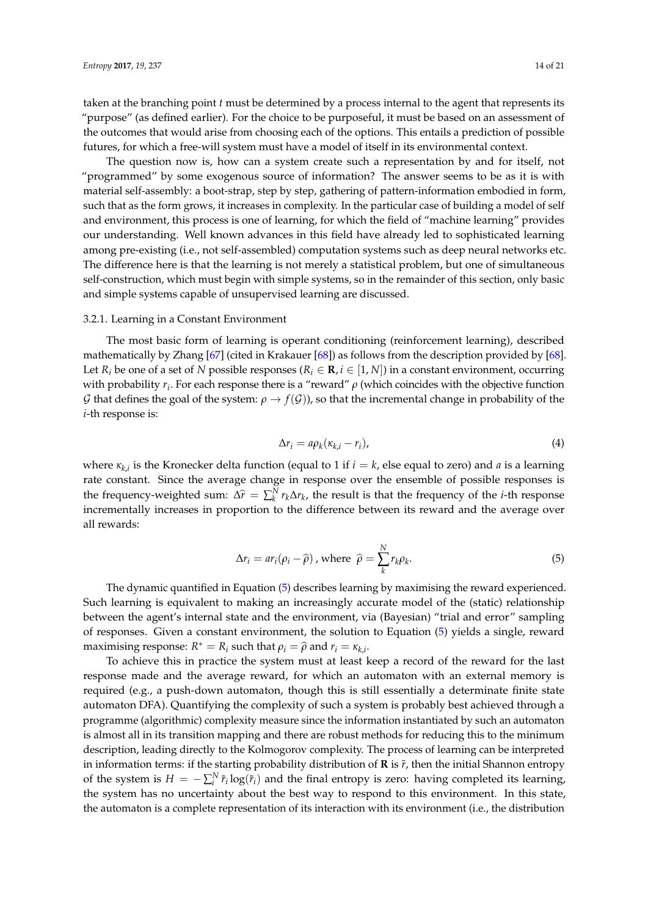taken at the branching point $t$ must be determined by a process internal to the agent that represents its "purpose" (as defined earlier). For the choice to be purposeful, it must be based on an assessment of the outcomes that would arise from choosing each of the options. This entails a prediction of possible futures, for which a free-will system must have a model of itself in its environmental context.

The question now is, how can a system create such a representation by and for itself, not "programmed" by some exogenous source of information? The answer seems to be as it is with material self-assembly: a boot-strap, step by step, gathering of pattern-information embodied in form, such that as the form grows, it increases in complexity. In the particular case of building a model of self and environment, this process is one of learning, for which the field of "machine learning" provides our understanding. Well known advances in this field have already led to sophisticated learning among pre-existing (i.e., not self-assembled) computation systems such as deep neural networks etc. The difference here is that the learning is not merely a statistical problem, but one of simultaneous self-construction, which must begin with simple systems, so in the remainder of this section, only basic and simple systems capable of unsupervised learning are discussed.

#### 3.2.1. Learning in a Constant Environment

The most basic form of learning is operant conditioning (reinforcement learning), described mathematically by Zhang [67] (cited in Krakauer [68]) as follows from the description provided by [68]. Let $R_i$ be one of a set of $N$ possible responses ($R_i \in \mathbf{R}, i \in [1, N]$) in a constant environment, occurring with probability $r_i$. For each response there is a "reward" $\rho$ (which coincides with the objective function $\mathcal{G}$ that defines the goal of the system: $\rho \to f(\mathcal{G})$), so that the incremental change in probability of the $i$-th response is:

$$\Delta r_i = a\rho_k(\kappa_{k,i} - r_i), \tag{4}$$

where $\kappa_{k,i}$ is the Kronecker delta function (equal to 1 if $i = k$, else equal to zero) and $a$ is a learning rate constant. Since the average change in response over the ensemble of possible responses is the frequency-weighted sum: $\Delta\widehat{r} = \sum_k^N r_k \Delta r_k$, the result is that the frequency of the $i$-th response incrementally increases in proportion to the difference between its reward and the average over all rewards:

$$\Delta r_i = a r_i(\rho_i - \widehat{\rho})\text{ , where } \widehat{\rho} = \sum_k^N r_k \rho_k. \tag{5}$$

The dynamic quantified in Equation (5) describes learning by maximising the reward experienced. Such learning is equivalent to making an increasingly accurate model of the (static) relationship between the agent's internal state and the environment, via (Bayesian) "trial and error" sampling of responses. Given a constant environment, the solution to Equation (5) yields a single, reward maximising response: $R^* = R_i$ such that $\rho_i = \widehat{\rho}$ and $r_i = \kappa_{k,i}$.

To achieve this in practice the system must at least keep a record of the reward for the last response made and the average reward, for which an automaton with an external memory is required (e.g., a push-down automaton, though this is still essentially a determinate finite state automaton DFA). Quantifying the complexity of such a system is probably best achieved through a programme (algorithmic) complexity measure since the information instantiated by such an automaton is almost all in its transition mapping and there are robust methods for reducing this to the minimum description, leading directly to the Kolmogorov complexity. The process of learning can be interpreted in information terms: if the starting probability distribution of $\mathbf{R}$ is $\tilde{r}$, then the initial Shannon entropy of the system is $H = -\sum_i^N \tilde{r}_i \log(\tilde{r}_i)$ and the final entropy is zero: having completed its learning, the system has no uncertainty about the best way to respond to this environment. In this state, the automaton is a complete representation of its interaction with its environment (i.e., the distribution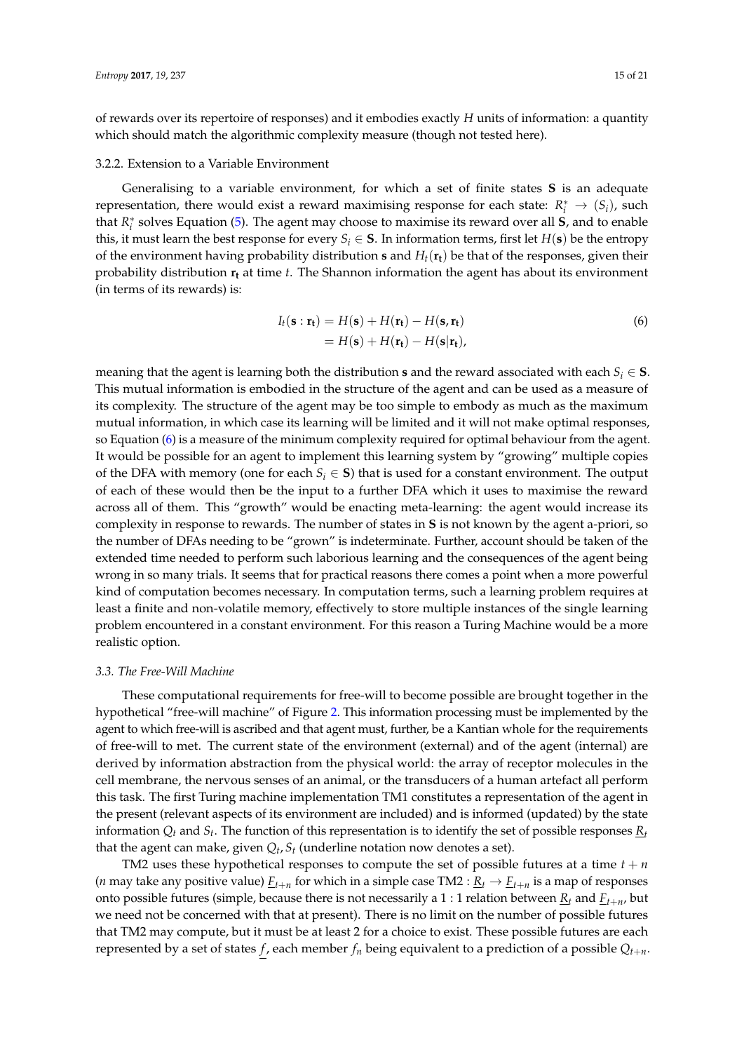of rewards over its repertoire of responses) and it embodies exactly $H$ units of information: a quantity which should match the algorithmic complexity measure (though not tested here).

#### 3.2.2. Extension to a Variable Environment

Generalising to a variable environment, for which a set of finite states $\mathbf{S}$ is an adequate representation, there would exist a reward maximising response for each state: $R_i^* \rightarrow (S_i)$, such that $R_i^*$ solves Equation (5). The agent may choose to maximise its reward over all $\mathbf{S}$, and to enable this, it must learn the best response for every $S_i \in \mathbf{S}$. In information terms, first let $H(\mathbf{s})$ be the entropy of the environment having probability distribution $\mathbf{s}$ and $H_t(\mathbf{r_t})$ be that of the responses, given their probability distribution $\mathbf{r_t}$ at time $t$. The Shannon information the agent has about its environment (in terms of its rewards) is:

$$
\begin{aligned}
I_t(\mathbf{s} : \mathbf{r_t}) &= H(\mathbf{s}) + H(\mathbf{r_t}) - H(\mathbf{s}, \mathbf{r_t}) \\
&= H(\mathbf{s}) + H(\mathbf{r_t}) - H(\mathbf{s}|\mathbf{r_t}),
\end{aligned}
\tag{6}
$$

meaning that the agent is learning both the distribution $\mathbf{s}$ and the reward associated with each $S_i \in \mathbf{S}$. This mutual information is embodied in the structure of the agent and can be used as a measure of its complexity. The structure of the agent may be too simple to embody as much as the maximum mutual information, in which case its learning will be limited and it will not make optimal responses, so Equation (6) is a measure of the minimum complexity required for optimal behaviour from the agent. It would be possible for an agent to implement this learning system by "growing" multiple copies of the DFA with memory (one for each $S_i \in \mathbf{S}$) that is used for a constant environment. The output of each of these would then be the input to a further DFA which it uses to maximise the reward across all of them. This "growth" would be enacting meta-learning: the agent would increase its complexity in response to rewards. The number of states in $\mathbf{S}$ is not known by the agent a-priori, so the number of DFAs needing to be "grown" is indeterminate. Further, account should be taken of the extended time needed to perform such laborious learning and the consequences of the agent being wrong in so many trials. It seems that for practical reasons there comes a point when a more powerful kind of computation becomes necessary. In computation terms, such a learning problem requires at least a finite and non-volatile memory, effectively to store multiple instances of the single learning problem encountered in a constant environment. For this reason a Turing Machine would be a more realistic option.

### 3.3. The Free-Will Machine

These computational requirements for free-will to become possible are brought together in the hypothetical "free-will machine" of Figure 2. This information processing must be implemented by the agent to which free-will is ascribed and that agent must, further, be a Kantian whole for the requirements of free-will to met. The current state of the environment (external) and of the agent (internal) are derived by information abstraction from the physical world: the array of receptor molecules in the cell membrane, the nervous senses of an animal, or the transducers of a human artefact all perform this task. The first Turing machine implementation TM1 constitutes a representation of the agent in the present (relevant aspects of its environment are included) and is informed (updated) by the state information $Q_t$ and $S_t$. The function of this representation is to identify the set of possible responses $\underline{R}_t$ that the agent can make, given $Q_t, S_t$ (underline notation now denotes a set).

TM2 uses these hypothetical responses to compute the set of possible futures at a time $t + n$ ($n$ may take any positive value) $\underline{F}_{t+n}$ for which in a simple case TM2 : $\underline{R}_t \rightarrow \underline{F}_{t+n}$ is a map of responses onto possible futures (simple, because there is not necessarily a 1 : 1 relation between $\underline{R}_t$ and $\underline{F}_{t+n}$, but we need not be concerned with that at present). There is no limit on the number of possible futures that TM2 may compute, but it must be at least 2 for a choice to exist. These possible futures are each represented by a set of states $\underline{f}$, each member $f_n$ being equivalent to a prediction of a possible $Q_{t+n}$.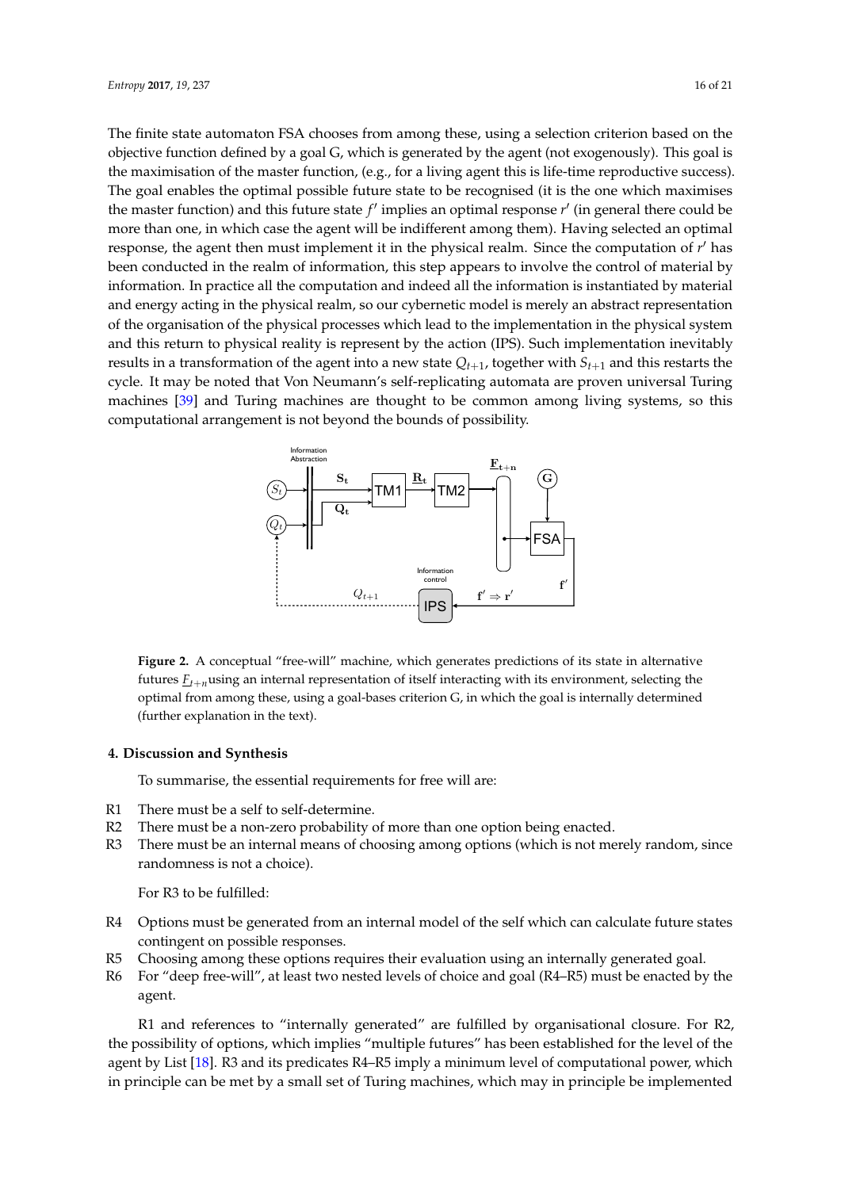The finite state automaton FSA chooses from among these, using a selection criterion based on the objective function defined by a goal G, which is generated by the agent (not exogenously). This goal is the maximisation of the master function, (e.g., for a living agent this is life-time reproductive success). The goal enables the optimal possible future state to be recognised (it is the one which maximises the master function) and this future state $f'$ implies an optimal response $r'$ (in general there could be more than one, in which case the agent will be indifferent among them). Having selected an optimal response, the agent then must implement it in the physical realm. Since the computation of $r'$ has been conducted in the realm of information, this step appears to involve the control of material by information. In practice all the computation and indeed all the information is instantiated by material and energy acting in the physical realm, so our cybernetic model is merely an abstract representation of the organisation of the physical processes which lead to the implementation in the physical system and this return to physical reality is represent by the action (IPS). Such implementation inevitably results in a transformation of the agent into a new state $Q_{t+1}$, together with $S_{t+1}$ and this restarts the cycle. It may be noted that Von Neumann's self-replicating automata are proven universal Turing machines [39] and Turing machines are thought to be common among living systems, so this computational arrangement is not beyond the bounds of possibility.

**Figure 2.** A conceptual "free-will" machine, which generates predictions of its state in alternative futures $\underline{F}_{t+n}$using an internal representation of itself interacting with its environment, selecting the optimal from among these, using a goal-bases criterion G, in which the goal is internally determined (further explanation in the text).

## 4. Discussion and Synthesis

To summarise, the essential requirements for free will are:

- R1 There must be a self to self-determine.
- R2 There must be a non-zero probability of more than one option being enacted.
- R3 There must be an internal means of choosing among options (which is not merely random, since randomness is not a choice).

For R3 to be fulfilled:

- R4 Options must be generated from an internal model of the self which can calculate future states contingent on possible responses.
- R5 Choosing among these options requires their evaluation using an internally generated goal.
- R6 For "deep free-will", at least two nested levels of choice and goal (R4–R5) must be enacted by the agent.

R1 and references to "internally generated" are fulfilled by organisational closure. For R2, the possibility of options, which implies "multiple futures" has been established for the level of the agent by List [18]. R3 and its predicates R4–R5 imply a minimum level of computational power, which in principle can be met by a small set of Turing machines, which may in principle be implemented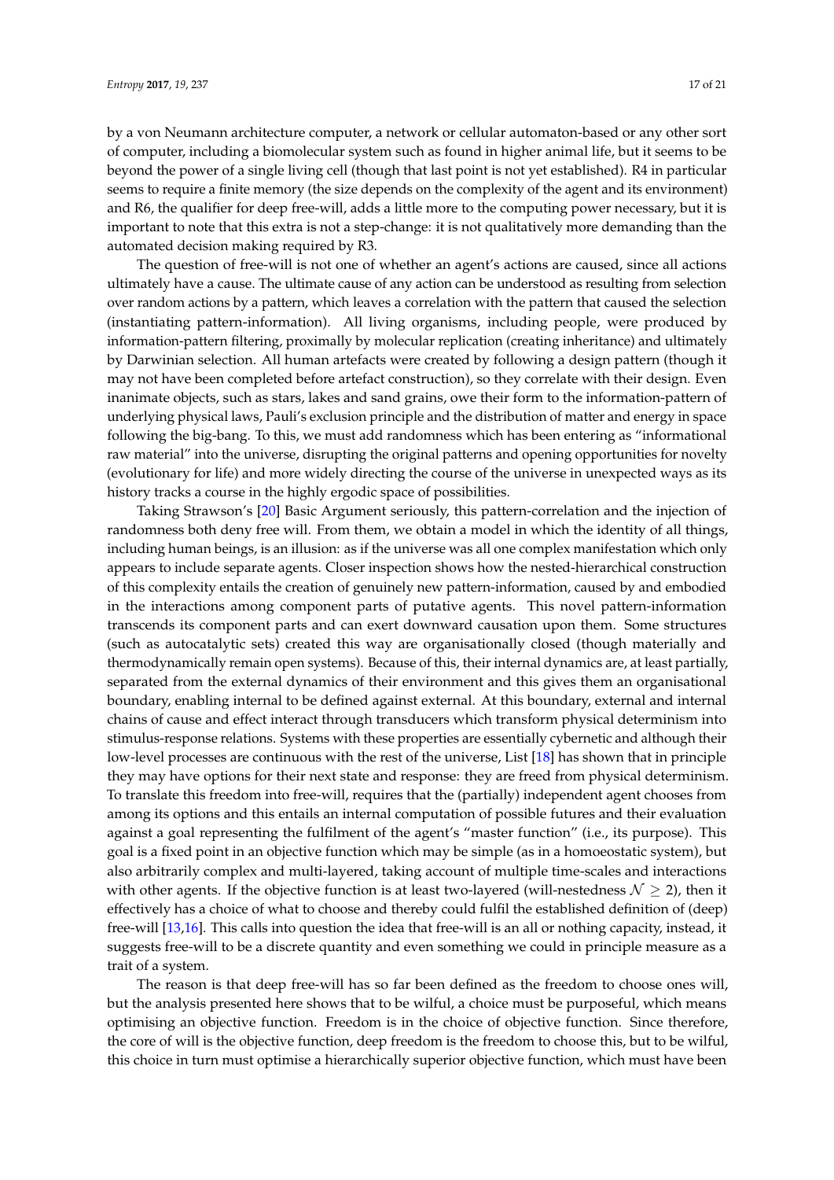by a von Neumann architecture computer, a network or cellular automaton-based or any other sort of computer, including a biomolecular system such as found in higher animal life, but it seems to be beyond the power of a single living cell (though that last point is not yet established). R4 in particular seems to require a finite memory (the size depends on the complexity of the agent and its environment) and R6, the qualifier for deep free-will, adds a little more to the computing power necessary, but it is important to note that this extra is not a step-change: it is not qualitatively more demanding than the automated decision making required by R3.

The question of free-will is not one of whether an agent's actions are caused, since all actions ultimately have a cause. The ultimate cause of any action can be understood as resulting from selection over random actions by a pattern, which leaves a correlation with the pattern that caused the selection (instantiating pattern-information). All living organisms, including people, were produced by information-pattern filtering, proximally by molecular replication (creating inheritance) and ultimately by Darwinian selection. All human artefacts were created by following a design pattern (though it may not have been completed before artefact construction), so they correlate with their design. Even inanimate objects, such as stars, lakes and sand grains, owe their form to the information-pattern of underlying physical laws, Pauli's exclusion principle and the distribution of matter and energy in space following the big-bang. To this, we must add randomness which has been entering as "informational raw material" into the universe, disrupting the original patterns and opening opportunities for novelty (evolutionary for life) and more widely directing the course of the universe in unexpected ways as its history tracks a course in the highly ergodic space of possibilities.

Taking Strawson's [20] Basic Argument seriously, this pattern-correlation and the injection of randomness both deny free will. From them, we obtain a model in which the identity of all things, including human beings, is an illusion: as if the universe was all one complex manifestation which only appears to include separate agents. Closer inspection shows how the nested-hierarchical construction of this complexity entails the creation of genuinely new pattern-information, caused by and embodied in the interactions among component parts of putative agents. This novel pattern-information transcends its component parts and can exert downward causation upon them. Some structures (such as autocatalytic sets) created this way are organisationally closed (though materially and thermodynamically remain open systems). Because of this, their internal dynamics are, at least partially, separated from the external dynamics of their environment and this gives them an organisational boundary, enabling internal to be defined against external. At this boundary, external and internal chains of cause and effect interact through transducers which transform physical determinism into stimulus-response relations. Systems with these properties are essentially cybernetic and although their low-level processes are continuous with the rest of the universe, List [18] has shown that in principle they may have options for their next state and response: they are freed from physical determinism. To translate this freedom into free-will, requires that the (partially) independent agent chooses from among its options and this entails an internal computation of possible futures and their evaluation against a goal representing the fulfilment of the agent's "master function" (i.e., its purpose). This goal is a fixed point in an objective function which may be simple (as in a homoeostatic system), but also arbitrarily complex and multi-layered, taking account of multiple time-scales and interactions with other agents. If the objective function is at least two-layered (will-nestedness $\mathcal{N} \geq 2$), then it effectively has a choice of what to choose and thereby could fulfil the established definition of (deep) free-will [13,16]. This calls into question the idea that free-will is an all or nothing capacity, instead, it suggests free-will to be a discrete quantity and even something we could in principle measure as a trait of a system.

The reason is that deep free-will has so far been defined as the freedom to choose ones will, but the analysis presented here shows that to be wilful, a choice must be purposeful, which means optimising an objective function. Freedom is in the choice of objective function. Since therefore, the core of will is the objective function, deep freedom is the freedom to choose this, but to be wilful, this choice in turn must optimise a hierarchically superior objective function, which must have been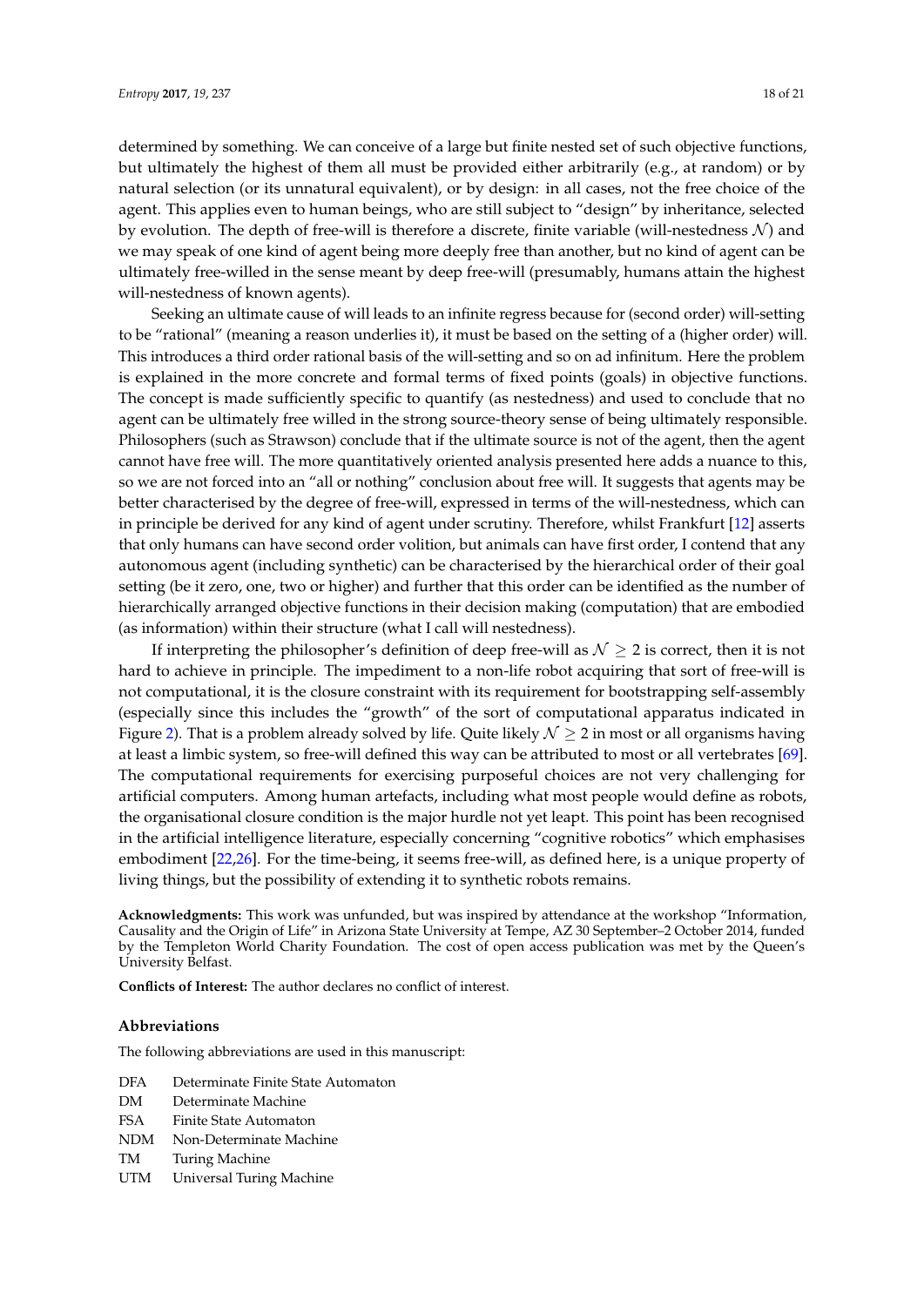determined by something. We can conceive of a large but finite nested set of such objective functions, but ultimately the highest of them all must be provided either arbitrarily (e.g., at random) or by natural selection (or its unnatural equivalent), or by design: in all cases, not the free choice of the agent. This applies even to human beings, who are still subject to "design" by inheritance, selected by evolution. The depth of free-will is therefore a discrete, finite variable (will-nestedness $\mathcal{N}$) and we may speak of one kind of agent being more deeply free than another, but no kind of agent can be ultimately free-willed in the sense meant by deep free-will (presumably, humans attain the highest will-nestedness of known agents).

Seeking an ultimate cause of will leads to an infinite regress because for (second order) will-setting to be "rational" (meaning a reason underlies it), it must be based on the setting of a (higher order) will. This introduces a third order rational basis of the will-setting and so on ad infinitum. Here the problem is explained in the more concrete and formal terms of fixed points (goals) in objective functions. The concept is made sufficiently specific to quantify (as nestedness) and used to conclude that no agent can be ultimately free willed in the strong source-theory sense of being ultimately responsible. Philosophers (such as Strawson) conclude that if the ultimate source is not of the agent, then the agent cannot have free will. The more quantitatively oriented analysis presented here adds a nuance to this, so we are not forced into an "all or nothing" conclusion about free will. It suggests that agents may be better characterised by the degree of free-will, expressed in terms of the will-nestedness, which can in principle be derived for any kind of agent under scrutiny. Therefore, whilst Frankfurt [12] asserts that only humans can have second order volition, but animals can have first order, I contend that any autonomous agent (including synthetic) can be characterised by the hierarchical order of their goal setting (be it zero, one, two or higher) and further that this order can be identified as the number of hierarchically arranged objective functions in their decision making (computation) that are embodied (as information) within their structure (what I call will nestedness).

If interpreting the philosopher's definition of deep free-will as $\mathcal{N} \geq 2$ is correct, then it is not hard to achieve in principle. The impediment to a non-life robot acquiring that sort of free-will is not computational, it is the closure constraint with its requirement for bootstrapping self-assembly (especially since this includes the "growth" of the sort of computational apparatus indicated in Figure 2). That is a problem already solved by life. Quite likely $\mathcal{N} \geq 2$ in most or all organisms having at least a limbic system, so free-will defined this way can be attributed to most or all vertebrates [69]. The computational requirements for exercising purposeful choices are not very challenging for artificial computers. Among human artefacts, including what most people would define as robots, the organisational closure condition is the major hurdle not yet leapt. This point has been recognised in the artificial intelligence literature, especially concerning "cognitive robotics" which emphasises embodiment [22,26]. For the time-being, it seems free-will, as defined here, is a unique property of living things, but the possibility of extending it to synthetic robots remains.

**Acknowledgments:** This work was unfunded, but was inspired by attendance at the workshop "Information, Causality and the Origin of Life" in Arizona State University at Tempe, AZ 30 September–2 October 2014, funded by the Templeton World Charity Foundation. The cost of open access publication was met by the Queen's University Belfast.

**Conflicts of Interest:** The author declares no conflict of interest.

## Abbreviations

The following abbreviations are used in this manuscript:

| | |
|---|---|
| DFA | Determinate Finite State Automaton |
| DM | Determinate Machine |
| FSA | Finite State Automaton |
| NDM | Non-Determinate Machine |
| TM | Turing Machine |
| UTM | Universal Turing Machine |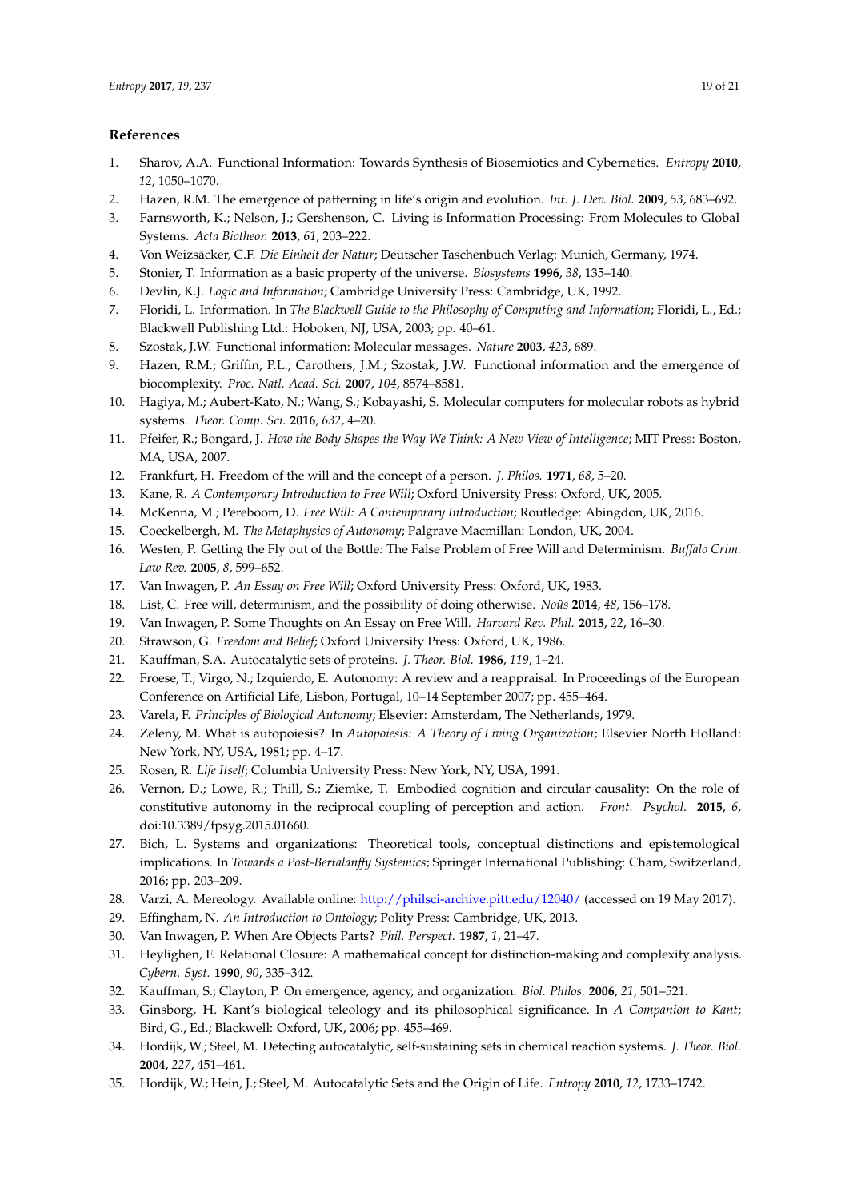## References

1. Sharov, A.A. Functional Information: Towards Synthesis of Biosemiotics and Cybernetics. *Entropy* **2010**, *12*, 1050–1070.
2. Hazen, R.M. The emergence of patterning in life's origin and evolution. *Int. J. Dev. Biol.* **2009**, *53*, 683–692.
3. Farnsworth, K.; Nelson, J.; Gershenson, C. Living is Information Processing: From Molecules to Global Systems. *Acta Biotheor.* **2013**, *61*, 203–222.
4. Von Weizsäcker, C.F. *Die Einheit der Natur*; Deutscher Taschenbuch Verlag: Munich, Germany, 1974.
5. Stonier, T. Information as a basic property of the universe. *Biosystems* **1996**, *38*, 135–140.
6. Devlin, K.J. *Logic and Information*; Cambridge University Press: Cambridge, UK, 1992.
7. Floridi, L. Information. In *The Blackwell Guide to the Philosophy of Computing and Information*; Floridi, L., Ed.; Blackwell Publishing Ltd.: Hoboken, NJ, USA, 2003; pp. 40–61.
8. Szostak, J.W. Functional information: Molecular messages. *Nature* **2003**, *423*, 689.
9. Hazen, R.M.; Griffin, P.L.; Carothers, J.M.; Szostak, J.W. Functional information and the emergence of biocomplexity. *Proc. Natl. Acad. Sci.* **2007**, *104*, 8574–8581.
10. Hagiya, M.; Aubert-Kato, N.; Wang, S.; Kobayashi, S. Molecular computers for molecular robots as hybrid systems. *Theor. Comp. Sci.* **2016**, *632*, 4–20.
11. Pfeifer, R.; Bongard, J. *How the Body Shapes the Way We Think: A New View of Intelligence*; MIT Press: Boston, MA, USA, 2007.
12. Frankfurt, H. Freedom of the will and the concept of a person. *J. Philos.* **1971**, *68*, 5–20.
13. Kane, R. *A Contemporary Introduction to Free Will*; Oxford University Press: Oxford, UK, 2005.
14. McKenna, M.; Pereboom, D. *Free Will: A Contemporary Introduction*; Routledge: Abingdon, UK, 2016.
15. Coeckelbergh, M. *The Metaphysics of Autonomy*; Palgrave Macmillan: London, UK, 2004.
16. Westen, P. Getting the Fly out of the Bottle: The False Problem of Free Will and Determinism. *Buffalo Crim. Law Rev.* **2005**, *8*, 599–652.
17. Van Inwagen, P. *An Essay on Free Will*; Oxford University Press: Oxford, UK, 1983.
18. List, C. Free will, determinism, and the possibility of doing otherwise. *Noûs* **2014**, *48*, 156–178.
19. Van Inwagen, P. Some Thoughts on An Essay on Free Will. *Harvard Rev. Phil.* **2015**, *22*, 16–30.
20. Strawson, G. *Freedom and Belief*; Oxford University Press: Oxford, UK, 1986.
21. Kauffman, S.A. Autocatalytic sets of proteins. *J. Theor. Biol.* **1986**, *119*, 1–24.
22. Froese, T.; Virgo, N.; Izquierdo, E. Autonomy: A review and a reappraisal. In Proceedings of the European Conference on Artificial Life, Lisbon, Portugal, 10–14 September 2007; pp. 455–464.
23. Varela, F. *Principles of Biological Autonomy*; Elsevier: Amsterdam, The Netherlands, 1979.
24. Zeleny, M. What is autopoiesis? In *Autopoiesis: A Theory of Living Organization*; Elsevier North Holland: New York, NY, USA, 1981; pp. 4–17.
25. Rosen, R. *Life Itself*; Columbia University Press: New York, NY, USA, 1991.
26. Vernon, D.; Lowe, R.; Thill, S.; Ziemke, T. Embodied cognition and circular causality: On the role of constitutive autonomy in the reciprocal coupling of perception and action. *Front. Psychol.* **2015**, *6*, doi:10.3389/fpsyg.2015.01660.
27. Bich, L. Systems and organizations: Theoretical tools, conceptual distinctions and epistemological implications. In *Towards a Post-Bertalanffy Systemics*; Springer International Publishing: Cham, Switzerland, 2016; pp. 203–209.
28. Varzi, A. Mereology. Available online: http://philsci-archive.pitt.edu/12040/ (accessed on 19 May 2017).
29. Effingham, N. *An Introduction to Ontology*; Polity Press: Cambridge, UK, 2013.
30. Van Inwagen, P. When Are Objects Parts? *Phil. Perspect.* **1987**, *1*, 21–47.
31. Heylighen, F. Relational Closure: A mathematical concept for distinction-making and complexity analysis. *Cybern. Syst.* **1990**, *90*, 335–342.
32. Kauffman, S.; Clayton, P. On emergence, agency, and organization. *Biol. Philos.* **2006**, *21*, 501–521.
33. Ginsborg, H. Kant's biological teleology and its philosophical significance. In *A Companion to Kant*; Bird, G., Ed.; Blackwell: Oxford, UK, 2006; pp. 455–469.
34. Hordijk, W.; Steel, M. Detecting autocatalytic, self-sustaining sets in chemical reaction systems. *J. Theor. Biol.* **2004**, *227*, 451–461.
35. Hordijk, W.; Hein, J.; Steel, M. Autocatalytic Sets and the Origin of Life. *Entropy* **2010**, *12*, 1733–1742.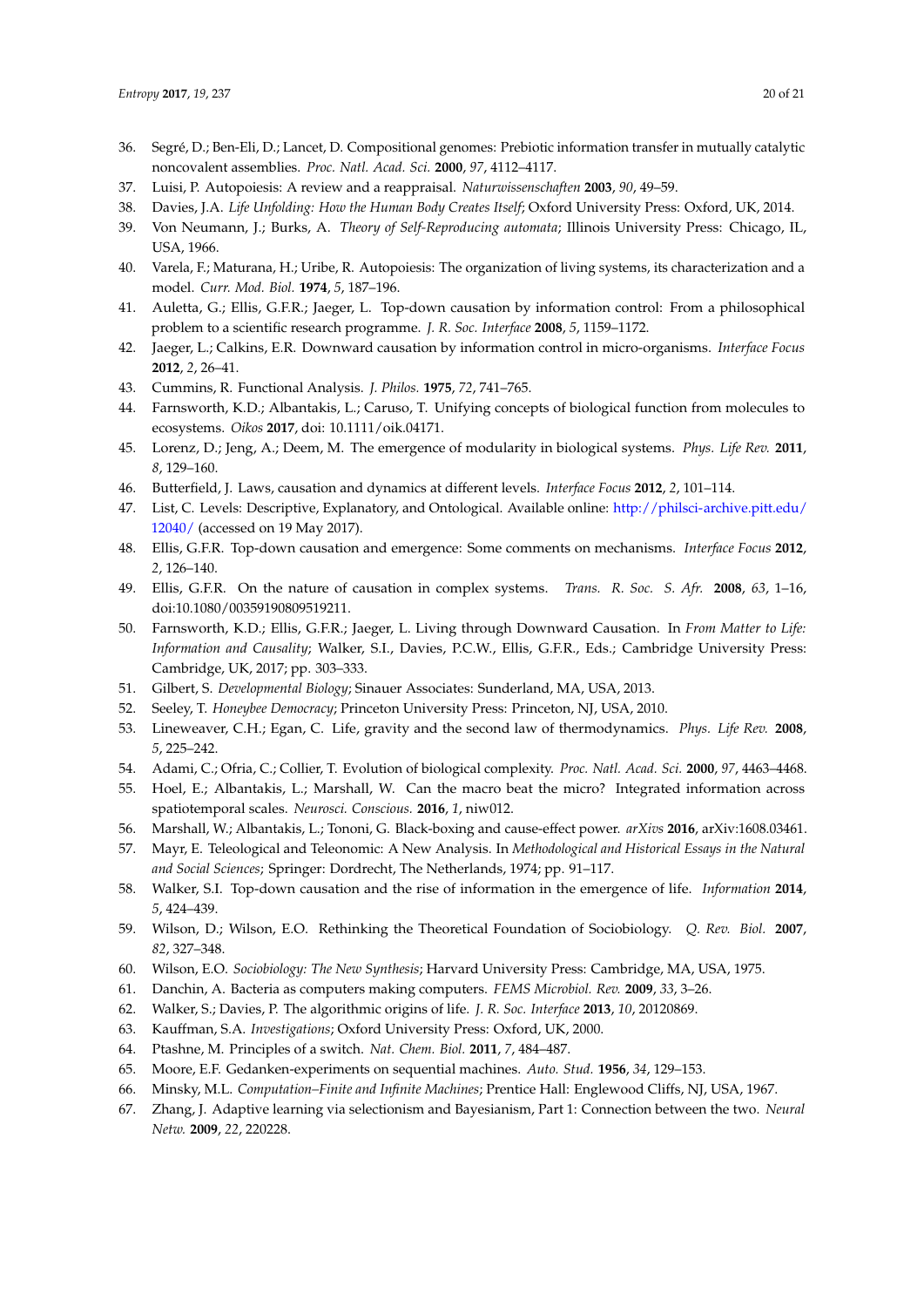36. Segré, D.; Ben-Eli, D.; Lancet, D. Compositional genomes: Prebiotic information transfer in mutually catalytic noncovalent assemblies. *Proc. Natl. Acad. Sci.* **2000**, *97*, 4112–4117.
37. Luisi, P. Autopoiesis: A review and a reappraisal. *Naturwissenschaften* **2003**, *90*, 49–59.
38. Davies, J.A. *Life Unfolding: How the Human Body Creates Itself*; Oxford University Press: Oxford, UK, 2014.
39. Von Neumann, J.; Burks, A. *Theory of Self-Reproducing automata*; Illinois University Press: Chicago, IL, USA, 1966.
40. Varela, F.; Maturana, H.; Uribe, R. Autopoiesis: The organization of living systems, its characterization and a model. *Curr. Mod. Biol.* **1974**, *5*, 187–196.
41. Auletta, G.; Ellis, G.F.R.; Jaeger, L. Top-down causation by information control: From a philosophical problem to a scientific research programme. *J. R. Soc. Interface* **2008**, *5*, 1159–1172.
42. Jaeger, L.; Calkins, E.R. Downward causation by information control in micro-organisms. *Interface Focus* **2012**, *2*, 26–41.
43. Cummins, R. Functional Analysis. *J. Philos.* **1975**, *72*, 741–765.
44. Farnsworth, K.D.; Albantakis, L.; Caruso, T. Unifying concepts of biological function from molecules to ecosystems. *Oikos* **2017**, doi: 10.1111/oik.04171.
45. Lorenz, D.; Jeng, A.; Deem, M. The emergence of modularity in biological systems. *Phys. Life Rev.* **2011**, *8*, 129–160.
46. Butterfield, J. Laws, causation and dynamics at different levels. *Interface Focus* **2012**, *2*, 101–114.
47. List, C. Levels: Descriptive, Explanatory, and Ontological. Available online: http://philsci-archive.pitt.edu/12040/ (accessed on 19 May 2017).
48. Ellis, G.F.R. Top-down causation and emergence: Some comments on mechanisms. *Interface Focus* **2012**, *2*, 126–140.
49. Ellis, G.F.R. On the nature of causation in complex systems. *Trans. R. Soc. S. Afr.* **2008**, *63*, 1–16, doi:10.1080/00359190809519211.
50. Farnsworth, K.D.; Ellis, G.F.R.; Jaeger, L. Living through Downward Causation. In *From Matter to Life: Information and Causality*; Walker, S.I., Davies, P.C.W., Ellis, G.F.R., Eds.; Cambridge University Press: Cambridge, UK, 2017; pp. 303–333.
51. Gilbert, S. *Developmental Biology*; Sinauer Associates: Sunderland, MA, USA, 2013.
52. Seeley, T. *Honeybee Democracy*; Princeton University Press: Princeton, NJ, USA, 2010.
53. Lineweaver, C.H.; Egan, C. Life, gravity and the second law of thermodynamics. *Phys. Life Rev.* **2008**, *5*, 225–242.
54. Adami, C.; Ofria, C.; Collier, T. Evolution of biological complexity. *Proc. Natl. Acad. Sci.* **2000**, *97*, 4463–4468.
55. Hoel, E.; Albantakis, L.; Marshall, W. Can the macro beat the micro? Integrated information across spatiotemporal scales. *Neurosci. Conscious.* **2016**, *1*, niw012.
56. Marshall, W.; Albantakis, L.; Tononi, G. Black-boxing and cause-effect power. *arXivs* **2016**, arXiv:1608.03461.
57. Mayr, E. Teleological and Teleonomic: A New Analysis. In *Methodological and Historical Essays in the Natural and Social Sciences*; Springer: Dordrecht, The Netherlands, 1974; pp. 91–117.
58. Walker, S.I. Top-down causation and the rise of information in the emergence of life. *Information* **2014**, *5*, 424–439.
59. Wilson, D.; Wilson, E.O. Rethinking the Theoretical Foundation of Sociobiology. *Q. Rev. Biol.* **2007**, *82*, 327–348.
60. Wilson, E.O. *Sociobiology: The New Synthesis*; Harvard University Press: Cambridge, MA, USA, 1975.
61. Danchin, A. Bacteria as computers making computers. *FEMS Microbiol. Rev.* **2009**, *33*, 3–26.
62. Walker, S.; Davies, P. The algorithmic origins of life. *J. R. Soc. Interface* **2013**, *10*, 20120869.
63. Kauffman, S.A. *Investigations*; Oxford University Press: Oxford, UK, 2000.
64. Ptashne, M. Principles of a switch. *Nat. Chem. Biol.* **2011**, *7*, 484–487.
65. Moore, E.F. Gedanken-experiments on sequential machines. *Auto. Stud.* **1956**, *34*, 129–153.
66. Minsky, M.L. *Computation–Finite and Infinite Machines*; Prentice Hall: Englewood Cliffs, NJ, USA, 1967.
67. Zhang, J. Adaptive learning via selectionism and Bayesianism, Part 1: Connection between the two. *Neural Netw.* **2009**, *22*, 220228.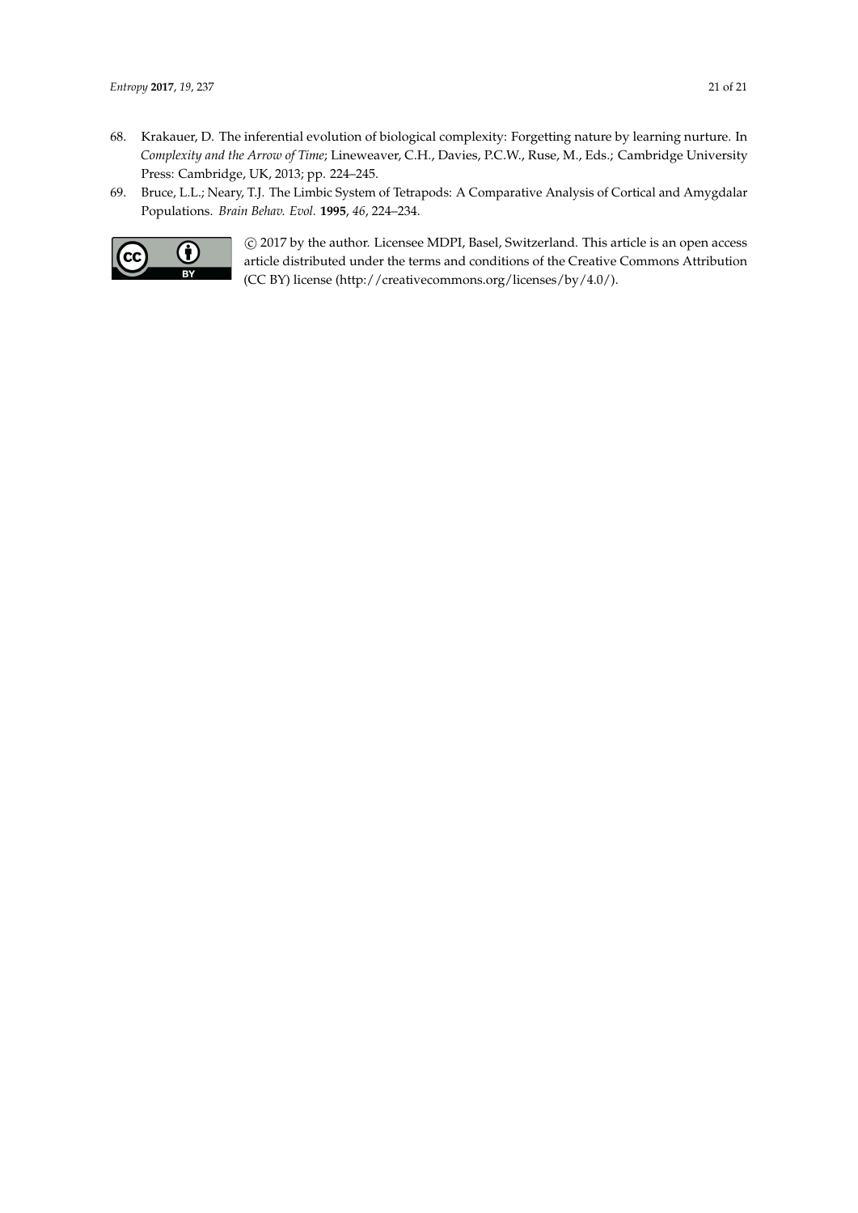68. Krakauer, D. The inferential evolution of biological complexity: Forgetting nature by learning nurture. In *Complexity and the Arrow of Time*; Lineweaver, C.H., Davies, P.C.W., Ruse, M., Eds.; Cambridge University Press: Cambridge, UK, 2013; pp. 224–245.
69. Bruce, L.L.; Neary, T.J. The Limbic System of Tetrapods: A Comparative Analysis of Cortical and Amygdalar Populations. *Brain Behav. Evol.* **1995**, *46*, 224–234.

© 2017 by the author. Licensee MDPI, Basel, Switzerland. This article is an open access article distributed under the terms and conditions of the Creative Commons Attribution (CC BY) license (http://creativecommons.org/licenses/by/4.0/).